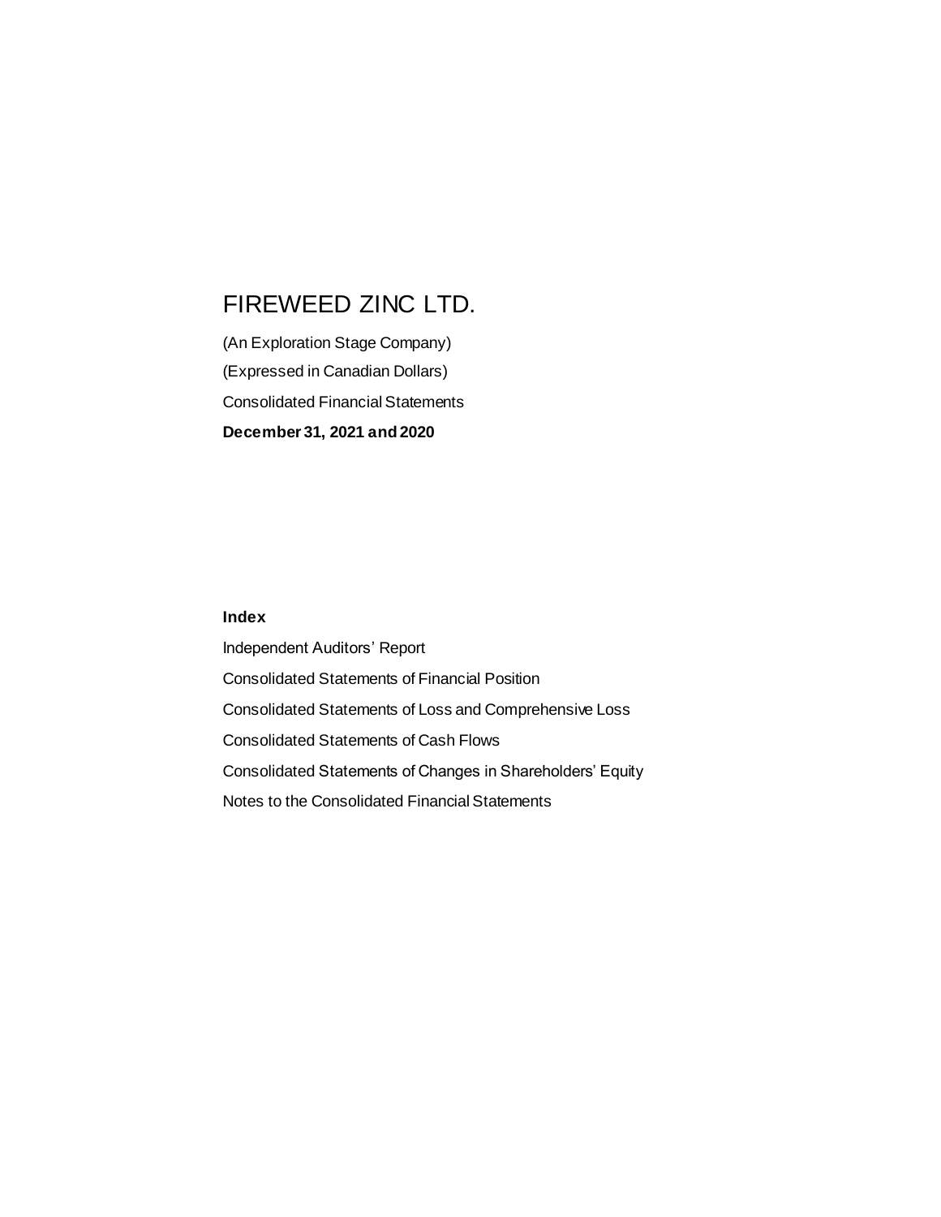# FIREWEED ZINC LTD.

(An Exploration Stage Company)

(Expressed in Canadian Dollars)

Consolidated Financial Statements

**December 31, 2021 and 2020**

**Index**

Independent Auditors' Report

Consolidated Statements of Financial Position

Consolidated Statements of Loss and Comprehensive Loss

Consolidated Statements of Cash Flows

Consolidated Statements of Changes in Shareholders' Equity

Notes to the Consolidated Financial Statements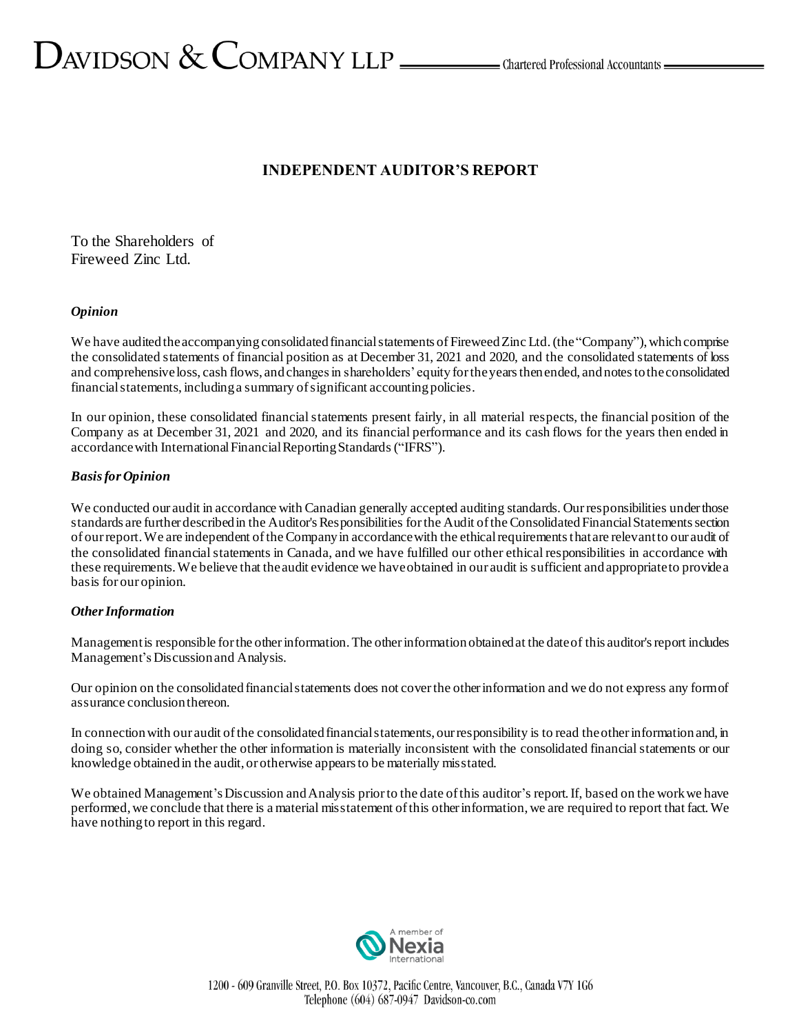# INDEPENDENT AUDITOR'S REPORT

To the Shareholders of
Fireweed Zinc Ltd.

### *Opinion*

We have audited the accompanying consolidated financial statements of Fireweed Zinc Ltd. (the "Company"), which comprise the consolidated statements of financial position as at December 31, 2021 and 2020, and the consolidated statements of loss and comprehensive loss, cash flows, and changes in shareholders' equity for the years then ended, and notes to the consolidated financial statements, including a summary of significant accounting policies.

In our opinion, these consolidated financial statements present fairly, in all material respects, the financial position of the Company as at December 31, 2021 and 2020, and its financial performance and its cash flows for the years then ended in accordance with International Financial Reporting Standards ("IFRS").

### *Basis for Opinion*

We conducted our audit in accordance with Canadian generally accepted auditing standards. Our responsibilities under those standards are further described in the Auditor's Responsibilities for the Audit of the Consolidated Financial Statements section of our report. We are independent of the Company in accordance with the ethical requirements that are relevant to our audit of the consolidated financial statements in Canada, and we have fulfilled our other ethical responsibilities in accordance with these requirements. We believe that the audit evidence we have obtained in our audit is sufficient and appropriate to provide a basis for our opinion.

### *Other Information*

Management is responsible for the other information. The other information obtained at the date of this auditor's report includes Management's Discussion and Analysis.

Our opinion on the consolidated financial statements does not cover the other information and we do not express any form of assurance conclusion thereon.

In connection with our audit of the consolidated financial statements, our responsibility is to read the other information and, in doing so, consider whether the other information is materially inconsistent with the consolidated financial statements or our knowledge obtained in the audit, or otherwise appears to be materially misstated.

We obtained Management's Discussion and Analysis prior to the date of this auditor's report. If, based on the work we have performed, we conclude that there is a material misstatement of this other information, we are required to report that fact. We have nothing to report in this regard.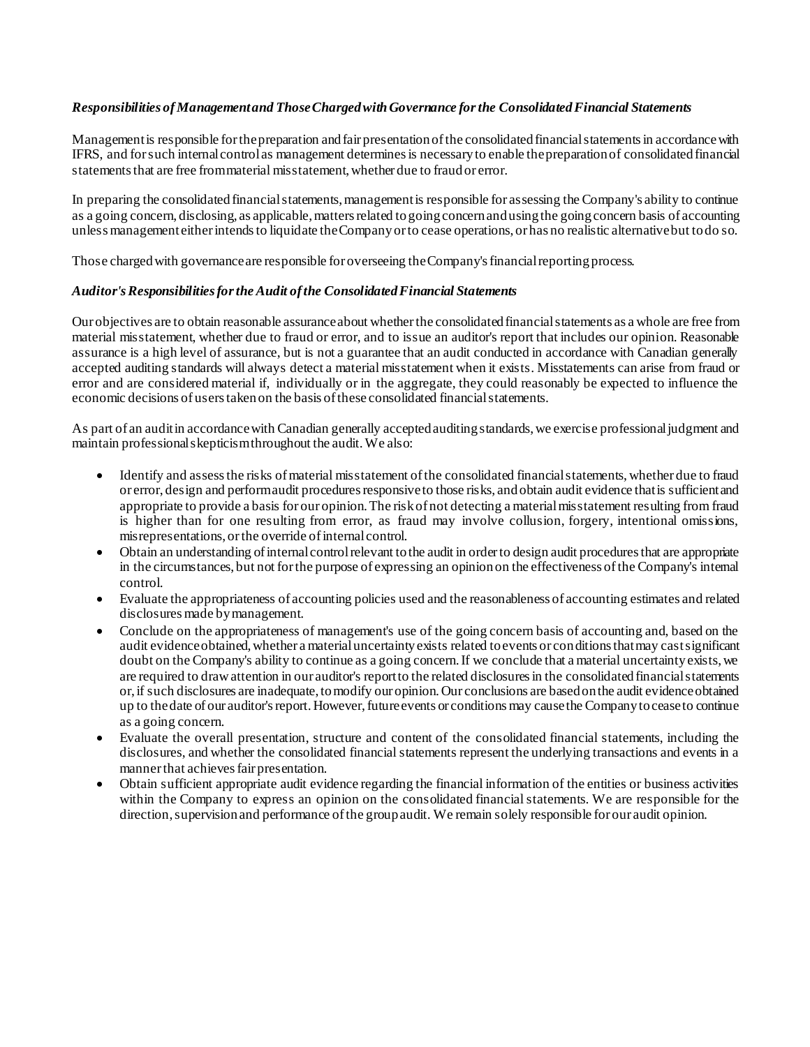### *Responsibilities of Management and Those Charged with Governance for the Consolidated Financial Statements*

Management is responsible for the preparation and fair presentation of the consolidated financial statements in accordance with IFRS, and for such internal control as management determines is necessary to enable the preparation of consolidated financial statements that are free from material misstatement, whether due to fraud or error.

In preparing the consolidated financial statements, management is responsible for assessing the Company's ability to continue as a going concern, disclosing, as applicable, matters related to going concern and using the going concern basis of accounting unless management either intends to liquidate the Company or to cease operations, or has no realistic alternative but to do so.

Those charged with governance are responsible for overseeing the Company's financial reporting process.

### *Auditor's Responsibilities for the Audit of the Consolidated Financial Statements*

Our objectives are to obtain reasonable assurance about whether the consolidated financial statements as a whole are free from material misstatement, whether due to fraud or error, and to issue an auditor's report that includes our opinion. Reasonable assurance is a high level of assurance, but is not a guarantee that an audit conducted in accordance with Canadian generally accepted auditing standards will always detect a material misstatement when it exists. Misstatements can arise from fraud or error and are considered material if, individually or in the aggregate, they could reasonably be expected to influence the economic decisions of users taken on the basis of these consolidated financial statements.

As part of an audit in accordance with Canadian generally accepted auditing standards, we exercise professional judgment and maintain professional skepticism throughout the audit. We also:

- Identify and assess the risks of material misstatement of the consolidated financial statements, whether due to fraud or error, design and perform audit procedures responsive to those risks, and obtain audit evidence that is sufficient and appropriate to provide a basis for our opinion. The risk of not detecting a material misstatement resulting from fraud is higher than for one resulting from error, as fraud may involve collusion, forgery, intentional omissions, misrepresentations, or the override of internal control.
- Obtain an understanding of internal control relevant to the audit in order to design audit procedures that are appropriate in the circumstances, but not for the purpose of expressing an opinion on the effectiveness of the Company's internal control.
- Evaluate the appropriateness of accounting policies used and the reasonableness of accounting estimates and related disclosures made by management.
- Conclude on the appropriateness of management's use of the going concern basis of accounting and, based on the audit evidence obtained, whether a material uncertainty exists related to events or conditions that may cast significant doubt on the Company's ability to continue as a going concern. If we conclude that a material uncertainty exists, we are required to draw attention in our auditor's report to the related disclosures in the consolidated financial statements or, if such disclosures are inadequate, to modify our opinion. Our conclusions are based on the audit evidence obtained up to the date of our auditor's report. However, future events or conditions may cause the Company to cease to continue as a going concern.
- Evaluate the overall presentation, structure and content of the consolidated financial statements, including the disclosures, and whether the consolidated financial statements represent the underlying transactions and events in a manner that achieves fair presentation.
- Obtain sufficient appropriate audit evidence regarding the financial information of the entities or business activities within the Company to express an opinion on the consolidated financial statements. We are responsible for the direction, supervision and performance of the group audit. We remain solely responsible for our audit opinion.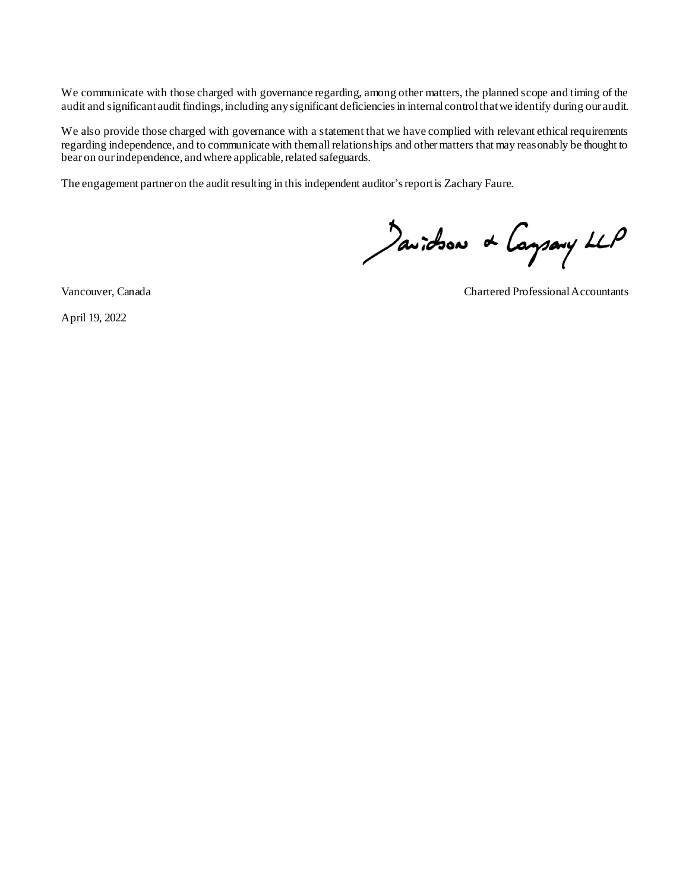We communicate with those charged with governance regarding, among other matters, the planned scope and timing of the audit and significant audit findings, including any significant deficiencies in internal control that we identify during our audit.

We also provide those charged with governance with a statement that we have complied with relevant ethical requirements regarding independence, and to communicate with them all relationships and other matters that may reasonably be thought to bear on our independence, and where applicable, related safeguards.

The engagement partner on the audit resulting in this independent auditor's report is Zachary Faure.

Davidson & Company LLP

Vancouver, Canada

Chartered Professional Accountants

April 19, 2022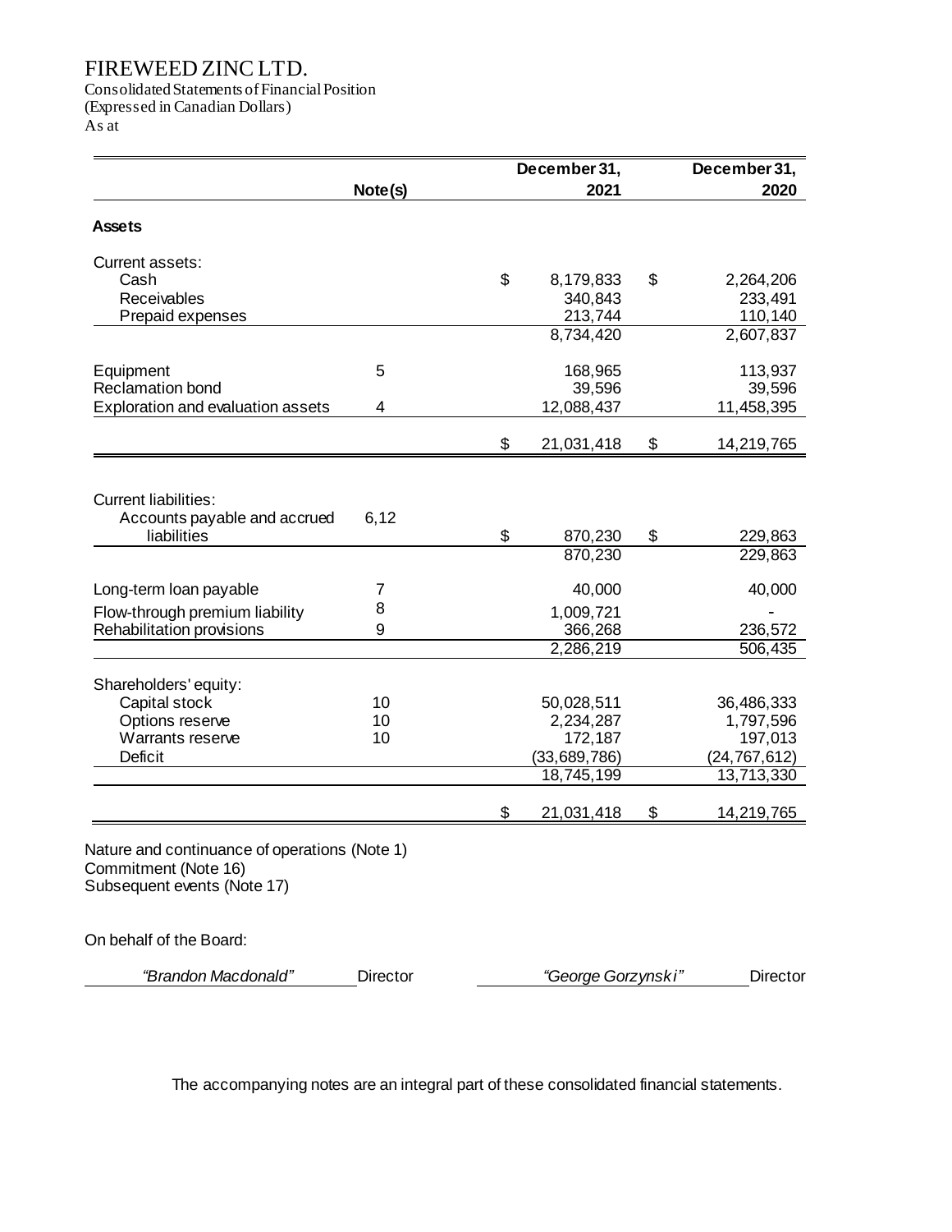# FIREWEED ZINC LTD.

Consolidated Statements of Financial Position
(Expressed in Canadian Dollars)
As at

| | Note(s) | December 31, 2021 | December 31, 2020 |
|---|---|---|---|
| **Assets** | | | |
| Current assets: | | | |
| Cash | | $ 8,179,833 | $ 2,264,206 |
| Receivables | | 340,843 | 233,491 |
| Prepaid expenses | | 213,744 | 110,140 |
| | | 8,734,420 | 2,607,837 |
| Equipment | 5 | 168,965 | 113,937 |
| Reclamation bond | | 39,596 | 39,596 |
| Exploration and evaluation assets | 4 | 12,088,437 | 11,458,395 |
| | | $ 21,031,418 | $ 14,219,765 |
| Current liabilities: | | | |
| Accounts payable and accrued liabilities | 6,12 | $ 870,230 | $ 229,863 |
| | | 870,230 | 229,863 |
| Long-term loan payable | 7 | 40,000 | 40,000 |
| Flow-through premium liability | 8 | 1,009,721 | - |
| Rehabilitation provisions | 9 | 366,268 | 236,572 |
| | | 2,286,219 | 506,435 |
| Shareholders' equity: | | | |
| Capital stock | 10 | 50,028,511 | 36,486,333 |
| Options reserve | 10 | 2,234,287 | 1,797,596 |
| Warrants reserve | 10 | 172,187 | 197,013 |
| Deficit | | (33,689,786) | (24,767,612) |
| | | 18,745,199 | 13,713,330 |
| | | $ 21,031,418 | $ 14,219,765 |

Nature and continuance of operations (Note 1)
Commitment (Note 16)
Subsequent events (Note 17)

On behalf of the Board:

*"Brandon Macdonald"* Director  *"George Gorzynski"* Director

The accompanying notes are an integral part of these consolidated financial statements.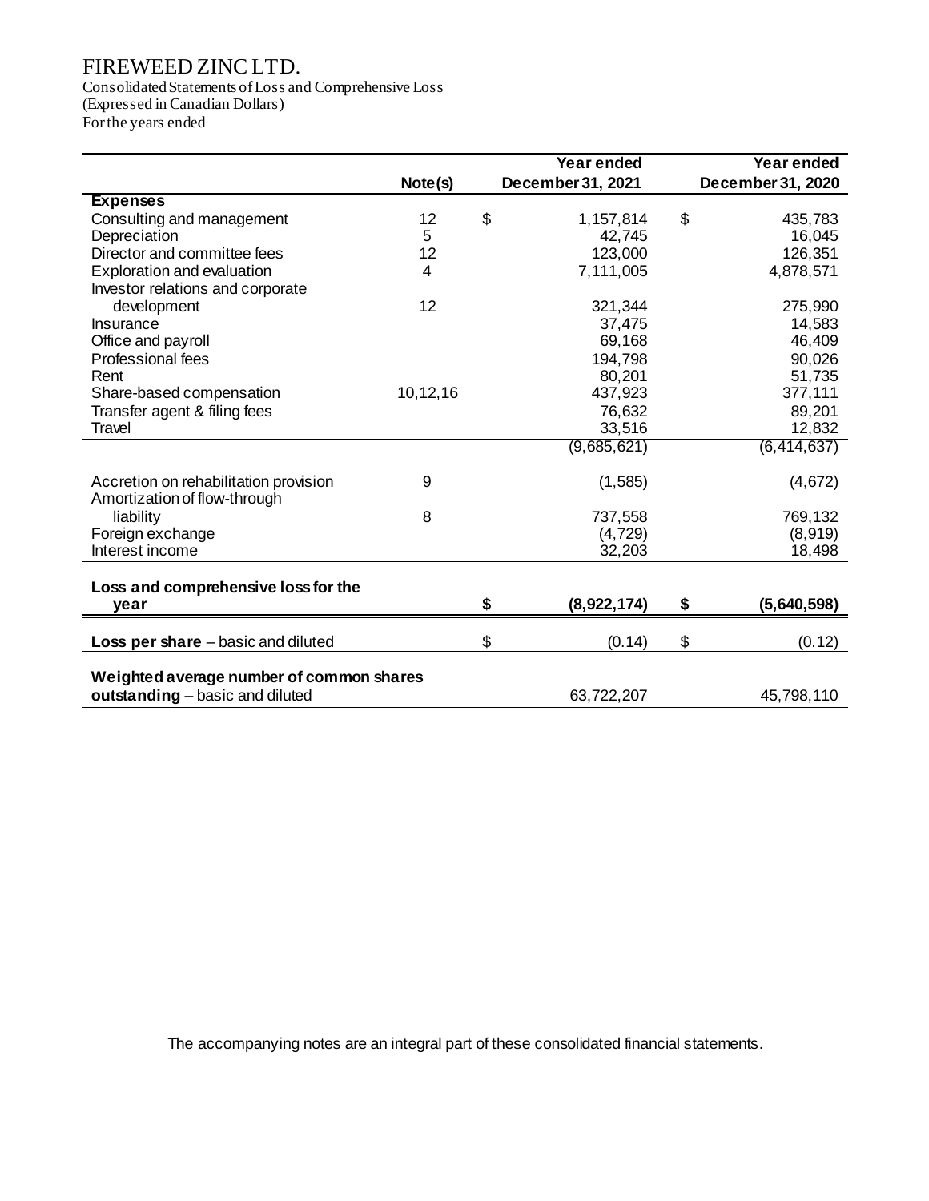# FIREWEED ZINC LTD.

Consolidated Statements of Loss and Comprehensive Loss
(Expressed in Canadian Dollars)
For the years ended

| | Note(s) | Year ended December 31, 2021 | Year ended December 31, 2020 |
|---|---|---|---|
| **Expenses** | | | |
| Consulting and management | 12 | $ 1,157,814 | $ 435,783 |
| Depreciation | 5 | 42,745 | 16,045 |
| Director and committee fees | 12 | 123,000 | 126,351 |
| Exploration and evaluation | 4 | 7,111,005 | 4,878,571 |
| Investor relations and corporate development | 12 | 321,344 | 275,990 |
| Insurance | | 37,475 | 14,583 |
| Office and payroll | | 69,168 | 46,409 |
| Professional fees | | 194,798 | 90,026 |
| Rent | | 80,201 | 51,735 |
| Share-based compensation | 10,12,16 | 437,923 | 377,111 |
| Transfer agent & filing fees | | 76,632 | 89,201 |
| Travel | | 33,516 | 12,832 |
| | | (9,685,621) | (6,414,637) |
| Accretion on rehabilitation provision | 9 | (1,585) | (4,672) |
| Amortization of flow-through liability | 8 | 737,558 | 769,132 |
| Foreign exchange | | (4,729) | (8,919) |
| Interest income | | 32,203 | 18,498 |
| **Loss and comprehensive loss for the year** | | **$ (8,922,174)** | **$ (5,640,598)** |
| **Loss per share** – basic and diluted | | $ (0.14) | $ (0.12) |
| **Weighted average number of common shares outstanding** – basic and diluted | | 63,722,207 | 45,798,110 |

The accompanying notes are an integral part of these consolidated financial statements.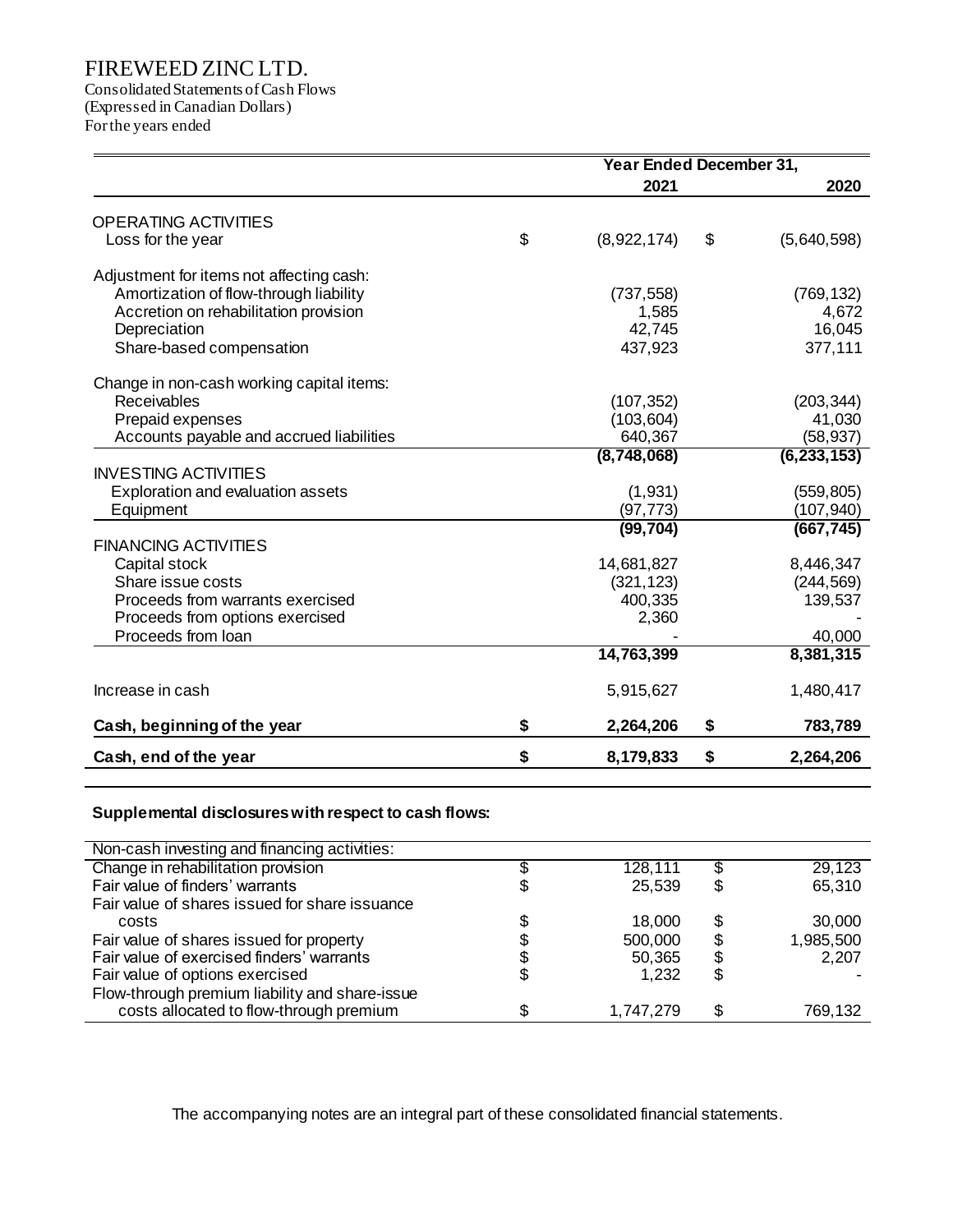# FIREWEED ZINC LTD.

Consolidated Statements of Cash Flows
(Expressed in Canadian Dollars)
For the years ended

| | Year Ended December 31, | |
|---|---|---|
| | **2021** | **2020** |
| OPERATING ACTIVITIES | | |
| Loss for the year | $ (8,922,174) | $ (5,640,598) |
| Adjustment for items not affecting cash: | | |
| Amortization of flow-through liability | (737,558) | (769,132) |
| Accretion on rehabilitation provision | 1,585 | 4,672 |
| Depreciation | 42,745 | 16,045 |
| Share-based compensation | 437,923 | 377,111 |
| Change in non-cash working capital items: | | |
| Receivables | (107,352) | (203,344) |
| Prepaid expenses | (103,604) | 41,030 |
| Accounts payable and accrued liabilities | 640,367 | (58,937) |
| | **(8,748,068)** | **(6,233,153)** |
| INVESTING ACTIVITIES | | |
| Exploration and evaluation assets | (1,931) | (559,805) |
| Equipment | (97,773) | (107,940) |
| | **(99,704)** | **(667,745)** |
| FINANCING ACTIVITIES | | |
| Capital stock | 14,681,827 | 8,446,347 |
| Share issue costs | (321,123) | (244,569) |
| Proceeds from warrants exercised | 400,335 | 139,537 |
| Proceeds from options exercised | 2,360 | - |
| Proceeds from loan | - | 40,000 |
| | **14,763,399** | **8,381,315** |
| Increase in cash | 5,915,627 | 1,480,417 |
| **Cash, beginning of the year** | **$ 2,264,206** | **$ 783,789** |
| **Cash, end of the year** | **$ 8,179,833** | **$ 2,264,206** |

**Supplemental disclosures with respect to cash flows:**

| Non-cash investing and financing activities: | 2021 | 2020 |
|---|---|---|
| Change in rehabilitation provision | $ 128,111 | $ 29,123 |
| Fair value of finders' warrants | $ 25,539 | $ 65,310 |
| Fair value of shares issued for share issuance costs | $ 18,000 | $ 30,000 |
| Fair value of shares issued for property | $ 500,000 | $ 1,985,500 |
| Fair value of exercised finders' warrants | $ 50,365 | $ 2,207 |
| Fair value of options exercised | $ 1,232 | $ - |
| Flow-through premium liability and share-issue costs allocated to flow-through premium | $ 1,747,279 | $ 769,132 |

The accompanying notes are an integral part of these consolidated financial statements.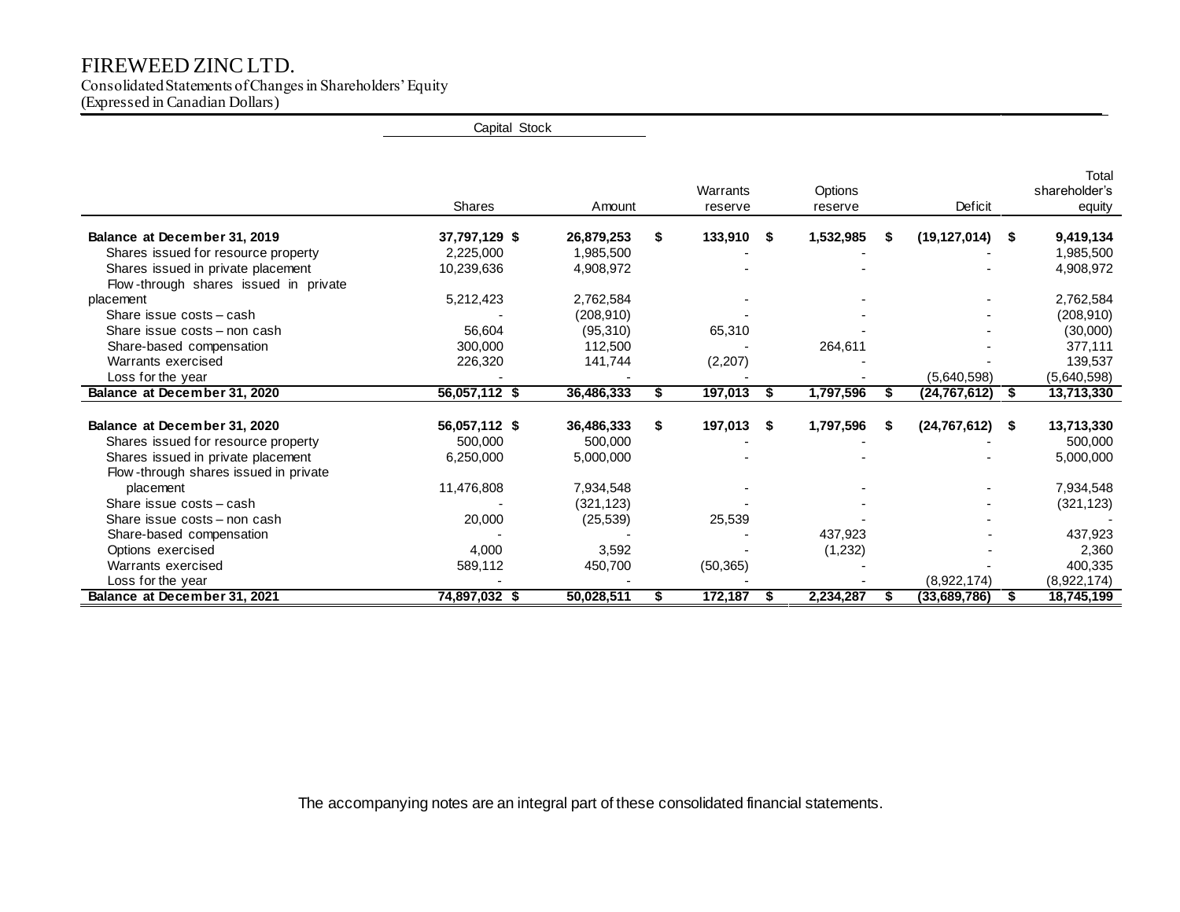# FIREWEED ZINC LTD.

Consolidated Statements of Changes in Shareholders' Equity
(Expressed in Canadian Dollars)

| | Capital Stock | | | | | |
|---|---|---|---|---|---|---|
| | Shares | Amount | Warrants reserve | Options reserve | Deficit | Total shareholder's equity |
| **Balance at December 31, 2019** | **37,797,129** | **$ 26,879,253** | **$ 133,910** | **$ 1,532,985** | **$ (19,127,014)** | **$ 9,419,134** |
| Shares issued for resource property | 2,225,000 | 1,985,500 | - | - | - | 1,985,500 |
| Shares issued in private placement | 10,239,636 | 4,908,972 | - | - | - | 4,908,972 |
| Flow-through shares issued in private placement | 5,212,423 | 2,762,584 | - | - | - | 2,762,584 |
| Share issue costs – cash | - | (208,910) | - | - | - | (208,910) |
| Share issue costs – non cash | 56,604 | (95,310) | 65,310 | - | - | (30,000) |
| Share-based compensation | 300,000 | 112,500 | - | 264,611 | - | 377,111 |
| Warrants exercised | 226,320 | 141,744 | (2,207) | - | - | 139,537 |
| Loss for the year | - | - | - | - | (5,640,598) | (5,640,598) |
| **Balance at December 31, 2020** | **56,057,112** | **$ 36,486,333** | **$ 197,013** | **$ 1,797,596** | **$ (24,767,612)** | **$ 13,713,330** |
| | | | | | | |
| **Balance at December 31, 2020** | **56,057,112** | **$ 36,486,333** | **$ 197,013** | **$ 1,797,596** | **$ (24,767,612)** | **$ 13,713,330** |
| Shares issued for resource property | 500,000 | 500,000 | - | - | - | 500,000 |
| Shares issued in private placement | 6,250,000 | 5,000,000 | - | - | - | 5,000,000 |
| Flow-through shares issued in private placement | 11,476,808 | 7,934,548 | - | - | - | 7,934,548 |
| Share issue costs – cash | - | (321,123) | - | - | - | (321,123) |
| Share issue costs – non cash | 20,000 | (25,539) | 25,539 | - | - | - |
| Share-based compensation | - | - | - | 437,923 | - | 437,923 |
| Options exercised | 4,000 | 3,592 | - | (1,232) | - | 2,360 |
| Warrants exercised | 589,112 | 450,700 | (50,365) | - | - | 400,335 |
| Loss for the year | - | - | - | - | (8,922,174) | (8,922,174) |
| **Balance at December 31, 2021** | **74,897,032** | **$ 50,028,511** | **$ 172,187** | **$ 2,234,287** | **$ (33,689,786)** | **$ 18,745,199** |

The accompanying notes are an integral part of these consolidated financial statements.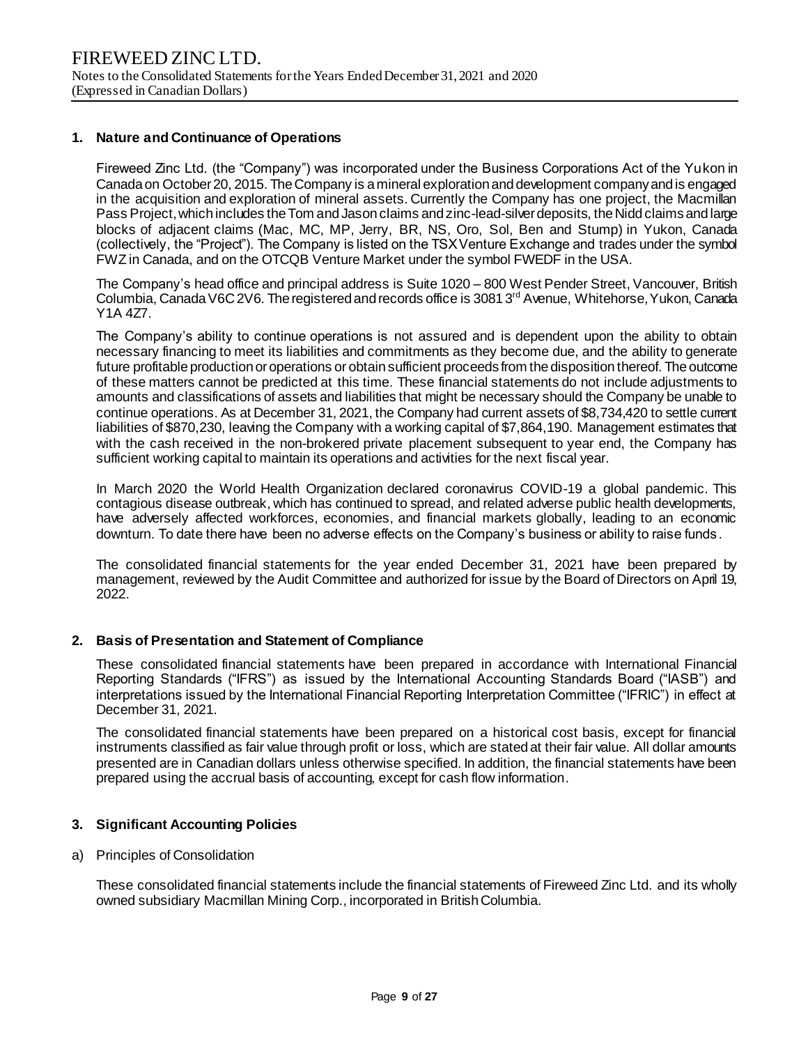## 1. Nature and Continuance of Operations

Fireweed Zinc Ltd. (the "Company") was incorporated under the Business Corporations Act of the Yukon in Canada on October 20, 2015. The Company is a mineral exploration and development company and is engaged in the acquisition and exploration of mineral assets. Currently the Company has one project, the Macmillan Pass Project, which includes the Tom and Jason claims and zinc-lead-silver deposits, the Nidd claims and large blocks of adjacent claims (Mac, MC, MP, Jerry, BR, NS, Oro, Sol, Ben and Stump) in Yukon, Canada (collectively, the "Project"). The Company is listed on the TSX Venture Exchange and trades under the symbol FWZ in Canada, and on the OTCQB Venture Market under the symbol FWEDF in the USA.

The Company's head office and principal address is Suite 1020 – 800 West Pender Street, Vancouver, British Columbia, Canada V6C 2V6. The registered and records office is 3081 3rd Avenue, Whitehorse, Yukon, Canada Y1A 4Z7.

The Company's ability to continue operations is not assured and is dependent upon the ability to obtain necessary financing to meet its liabilities and commitments as they become due, and the ability to generate future profitable production or operations or obtain sufficient proceeds from the disposition thereof. The outcome of these matters cannot be predicted at this time. These financial statements do not include adjustments to amounts and classifications of assets and liabilities that might be necessary should the Company be unable to continue operations. As at December 31, 2021, the Company had current assets of $8,734,420 to settle current liabilities of $870,230, leaving the Company with a working capital of $7,864,190. Management estimates that with the cash received in the non-brokered private placement subsequent to year end, the Company has sufficient working capital to maintain its operations and activities for the next fiscal year.

In March 2020 the World Health Organization declared coronavirus COVID-19 a global pandemic. This contagious disease outbreak, which has continued to spread, and related adverse public health developments, have adversely affected workforces, economies, and financial markets globally, leading to an economic downturn. To date there have been no adverse effects on the Company's business or ability to raise funds.

The consolidated financial statements for the year ended December 31, 2021 have been prepared by management, reviewed by the Audit Committee and authorized for issue by the Board of Directors on April 19, 2022.

## 2. Basis of Presentation and Statement of Compliance

These consolidated financial statements have been prepared in accordance with International Financial Reporting Standards ("IFRS") as issued by the International Accounting Standards Board ("IASB") and interpretations issued by the International Financial Reporting Interpretation Committee ("IFRIC") in effect at December 31, 2021.

The consolidated financial statements have been prepared on a historical cost basis, except for financial instruments classified as fair value through profit or loss, which are stated at their fair value. All dollar amounts presented are in Canadian dollars unless otherwise specified. In addition, the financial statements have been prepared using the accrual basis of accounting, except for cash flow information.

## 3. Significant Accounting Policies

a) Principles of Consolidation

These consolidated financial statements include the financial statements of Fireweed Zinc Ltd. and its wholly owned subsidiary Macmillan Mining Corp., incorporated in British Columbia.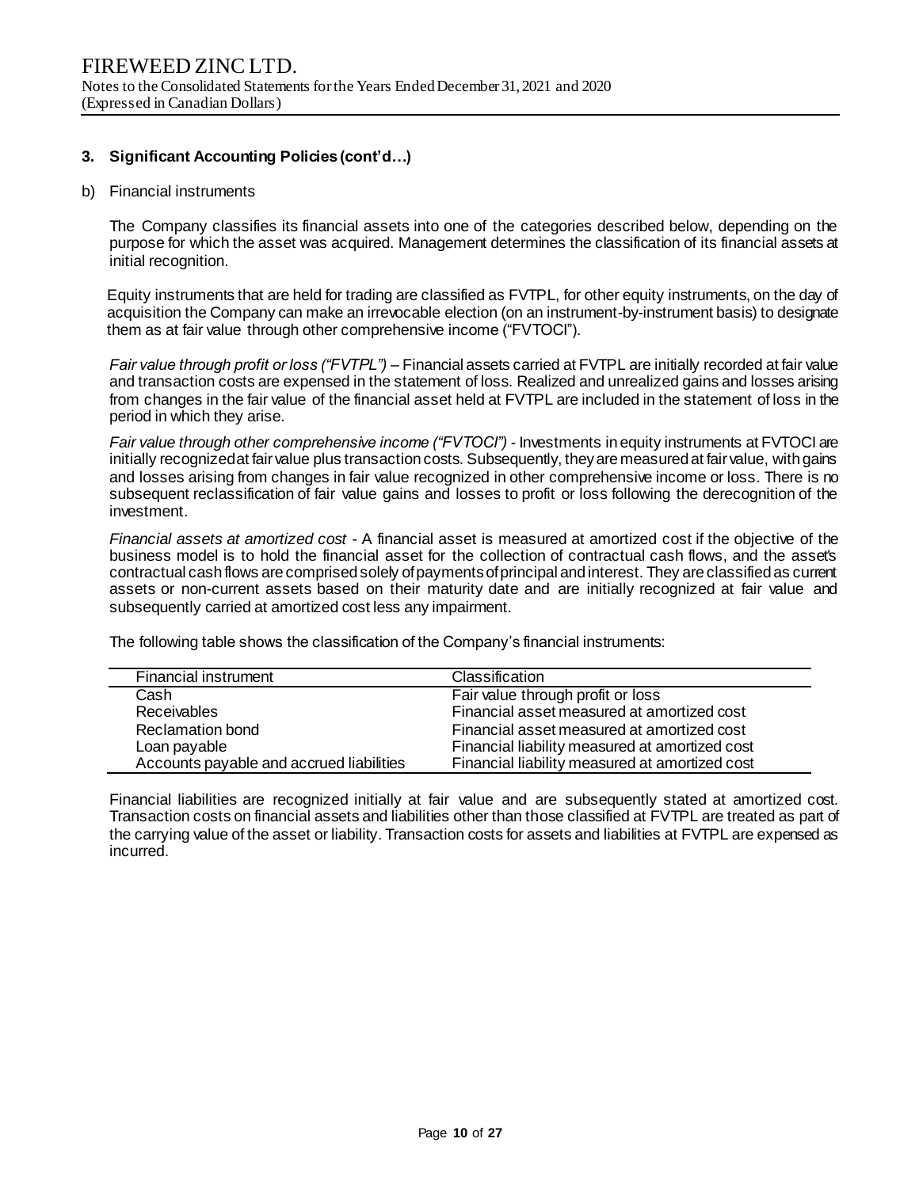### 3. Significant Accounting Policies (cont'd…)

b) Financial instruments

The Company classifies its financial assets into one of the categories described below, depending on the purpose for which the asset was acquired. Management determines the classification of its financial assets at initial recognition.

Equity instruments that are held for trading are classified as FVTPL, for other equity instruments, on the day of acquisition the Company can make an irrevocable election (on an instrument-by-instrument basis) to designate them as at fair value through other comprehensive income ("FVTOCI").

*Fair value through profit or loss ("FVTPL")* – Financial assets carried at FVTPL are initially recorded at fair value and transaction costs are expensed in the statement of loss. Realized and unrealized gains and losses arising from changes in the fair value of the financial asset held at FVTPL are included in the statement of loss in the period in which they arise.

*Fair value through other comprehensive income ("FVTOCI")* - Investments in equity instruments at FVTOCI are initially recognized at fair value plus transaction costs. Subsequently, they are measured at fair value, with gains and losses arising from changes in fair value recognized in other comprehensive income or loss. There is no subsequent reclassification of fair value gains and losses to profit or loss following the derecognition of the investment.

*Financial assets at amortized cost* - A financial asset is measured at amortized cost if the objective of the business model is to hold the financial asset for the collection of contractual cash flows, and the asset's contractual cash flows are comprised solely of payments of principal and interest. They are classified as current assets or non-current assets based on their maturity date and are initially recognized at fair value and subsequently carried at amortized cost less any impairment.

The following table shows the classification of the Company's financial instruments:

| Financial instrument | Classification |
|---|---|
| Cash | Fair value through profit or loss |
| Receivables | Financial asset measured at amortized cost |
| Reclamation bond | Financial asset measured at amortized cost |
| Loan payable | Financial liability measured at amortized cost |
| Accounts payable and accrued liabilities | Financial liability measured at amortized cost |

Financial liabilities are recognized initially at fair value and are subsequently stated at amortized cost. Transaction costs on financial assets and liabilities other than those classified at FVTPL are treated as part of the carrying value of the asset or liability. Transaction costs for assets and liabilities at FVTPL are expensed as incurred.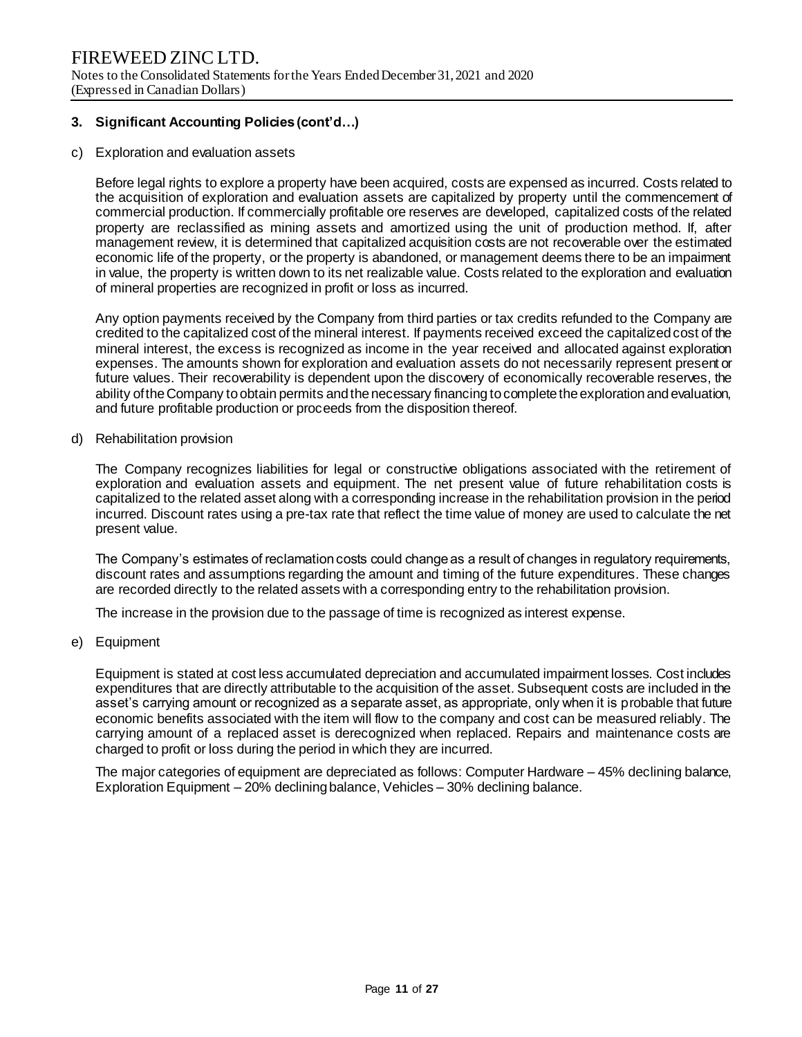### 3. Significant Accounting Policies (cont'd…)

c) Exploration and evaluation assets

Before legal rights to explore a property have been acquired, costs are expensed as incurred. Costs related to the acquisition of exploration and evaluation assets are capitalized by property until the commencement of commercial production. If commercially profitable ore reserves are developed, capitalized costs of the related property are reclassified as mining assets and amortized using the unit of production method. If, after management review, it is determined that capitalized acquisition costs are not recoverable over the estimated economic life of the property, or the property is abandoned, or management deems there to be an impairment in value, the property is written down to its net realizable value. Costs related to the exploration and evaluation of mineral properties are recognized in profit or loss as incurred.

Any option payments received by the Company from third parties or tax credits refunded to the Company are credited to the capitalized cost of the mineral interest. If payments received exceed the capitalized cost of the mineral interest, the excess is recognized as income in the year received and allocated against exploration expenses. The amounts shown for exploration and evaluation assets do not necessarily represent present or future values. Their recoverability is dependent upon the discovery of economically recoverable reserves, the ability of the Company to obtain permits and the necessary financing to complete the exploration and evaluation, and future profitable production or proceeds from the disposition thereof.

d) Rehabilitation provision

The Company recognizes liabilities for legal or constructive obligations associated with the retirement of exploration and evaluation assets and equipment. The net present value of future rehabilitation costs is capitalized to the related asset along with a corresponding increase in the rehabilitation provision in the period incurred. Discount rates using a pre-tax rate that reflect the time value of money are used to calculate the net present value.

The Company's estimates of reclamation costs could change as a result of changes in regulatory requirements, discount rates and assumptions regarding the amount and timing of the future expenditures. These changes are recorded directly to the related assets with a corresponding entry to the rehabilitation provision.

The increase in the provision due to the passage of time is recognized as interest expense.

e) Equipment

Equipment is stated at cost less accumulated depreciation and accumulated impairment losses. Cost includes expenditures that are directly attributable to the acquisition of the asset. Subsequent costs are included in the asset's carrying amount or recognized as a separate asset, as appropriate, only when it is probable that future economic benefits associated with the item will flow to the company and cost can be measured reliably. The carrying amount of a replaced asset is derecognized when replaced. Repairs and maintenance costs are charged to profit or loss during the period in which they are incurred.

The major categories of equipment are depreciated as follows: Computer Hardware – 45% declining balance, Exploration Equipment – 20% declining balance, Vehicles – 30% declining balance.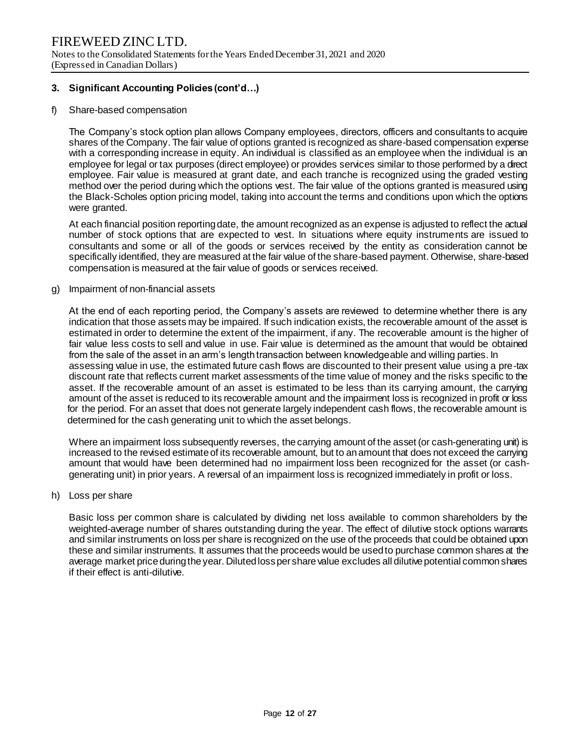### 3. Significant Accounting Policies (cont'd…)

f) Share-based compensation

The Company's stock option plan allows Company employees, directors, officers and consultants to acquire shares of the Company. The fair value of options granted is recognized as share-based compensation expense with a corresponding increase in equity. An individual is classified as an employee when the individual is an employee for legal or tax purposes (direct employee) or provides services similar to those performed by a direct employee. Fair value is measured at grant date, and each tranche is recognized using the graded vesting method over the period during which the options vest. The fair value of the options granted is measured using the Black-Scholes option pricing model, taking into account the terms and conditions upon which the options were granted.

At each financial position reporting date, the amount recognized as an expense is adjusted to reflect the actual number of stock options that are expected to vest. In situations where equity instruments are issued to consultants and some or all of the goods or services received by the entity as consideration cannot be specifically identified, they are measured at the fair value of the share-based payment. Otherwise, share-based compensation is measured at the fair value of goods or services received.

g) Impairment of non-financial assets

At the end of each reporting period, the Company's assets are reviewed to determine whether there is any indication that those assets may be impaired. If such indication exists, the recoverable amount of the asset is estimated in order to determine the extent of the impairment, if any. The recoverable amount is the higher of fair value less costs to sell and value in use. Fair value is determined as the amount that would be obtained from the sale of the asset in an arm's length transaction between knowledgeable and willing parties. In assessing value in use, the estimated future cash flows are discounted to their present value using a pre-tax discount rate that reflects current market assessments of the time value of money and the risks specific to the asset. If the recoverable amount of an asset is estimated to be less than its carrying amount, the carrying amount of the asset is reduced to its recoverable amount and the impairment loss is recognized in profit or loss for the period. For an asset that does not generate largely independent cash flows, the recoverable amount is determined for the cash generating unit to which the asset belongs.

Where an impairment loss subsequently reverses, the carrying amount of the asset (or cash-generating unit) is increased to the revised estimate of its recoverable amount, but to an amount that does not exceed the carrying amount that would have been determined had no impairment loss been recognized for the asset (or cash-generating unit) in prior years. A reversal of an impairment loss is recognized immediately in profit or loss.

h) Loss per share

Basic loss per common share is calculated by dividing net loss available to common shareholders by the weighted-average number of shares outstanding during the year. The effect of dilutive stock options warrants and similar instruments on loss per share is recognized on the use of the proceeds that could be obtained upon these and similar instruments. It assumes that the proceeds would be used to purchase common shares at the average market price during the year. Diluted loss per share value excludes all dilutive potential common shares if their effect is anti-dilutive.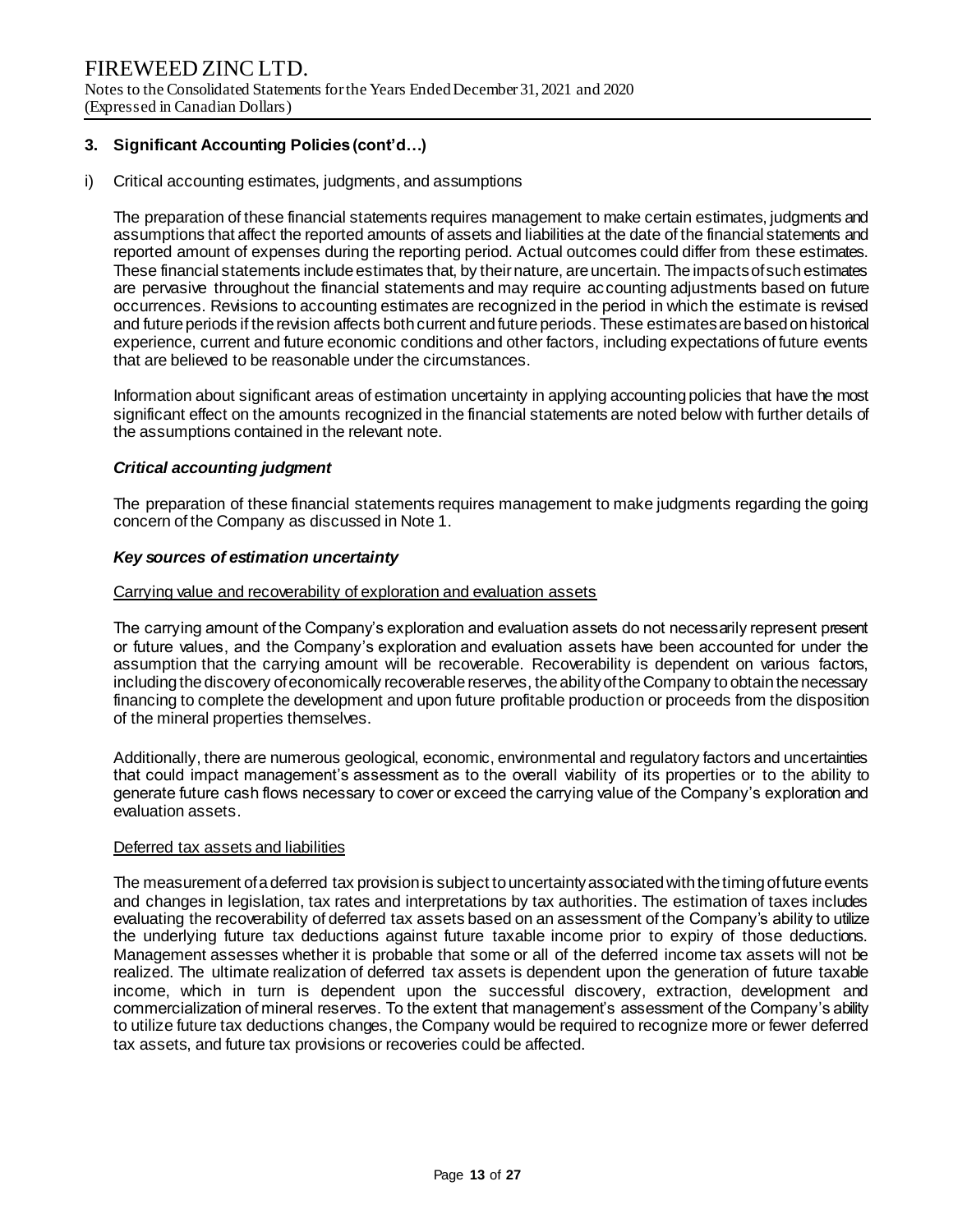## 3. Significant Accounting Policies (cont'd…)

i) Critical accounting estimates, judgments, and assumptions

The preparation of these financial statements requires management to make certain estimates, judgments and assumptions that affect the reported amounts of assets and liabilities at the date of the financial statements and reported amount of expenses during the reporting period. Actual outcomes could differ from these estimates. These financial statements include estimates that, by their nature, are uncertain. The impacts of such estimates are pervasive throughout the financial statements and may require accounting adjustments based on future occurrences. Revisions to accounting estimates are recognized in the period in which the estimate is revised and future periods if the revision affects both current and future periods. These estimates are based on historical experience, current and future economic conditions and other factors, including expectations of future events that are believed to be reasonable under the circumstances.

Information about significant areas of estimation uncertainty in applying accounting policies that have the most significant effect on the amounts recognized in the financial statements are noted below with further details of the assumptions contained in the relevant note.

***Critical accounting judgment***

The preparation of these financial statements requires management to make judgments regarding the going concern of the Company as discussed in Note 1.

***Key sources of estimation uncertainty***

Carrying value and recoverability of exploration and evaluation assets

The carrying amount of the Company's exploration and evaluation assets do not necessarily represent present or future values, and the Company's exploration and evaluation assets have been accounted for under the assumption that the carrying amount will be recoverable. Recoverability is dependent on various factors, including the discovery of economically recoverable reserves, the ability of the Company to obtain the necessary financing to complete the development and upon future profitable production or proceeds from the disposition of the mineral properties themselves.

Additionally, there are numerous geological, economic, environmental and regulatory factors and uncertainties that could impact management's assessment as to the overall viability of its properties or to the ability to generate future cash flows necessary to cover or exceed the carrying value of the Company's exploration and evaluation assets.

Deferred tax assets and liabilities

The measurement of a deferred tax provision is subject to uncertainty associated with the timing of future events and changes in legislation, tax rates and interpretations by tax authorities. The estimation of taxes includes evaluating the recoverability of deferred tax assets based on an assessment of the Company's ability to utilize the underlying future tax deductions against future taxable income prior to expiry of those deductions. Management assesses whether it is probable that some or all of the deferred income tax assets will not be realized. The ultimate realization of deferred tax assets is dependent upon the generation of future taxable income, which in turn is dependent upon the successful discovery, extraction, development and commercialization of mineral reserves. To the extent that management's assessment of the Company's ability to utilize future tax deductions changes, the Company would be required to recognize more or fewer deferred tax assets, and future tax provisions or recoveries could be affected.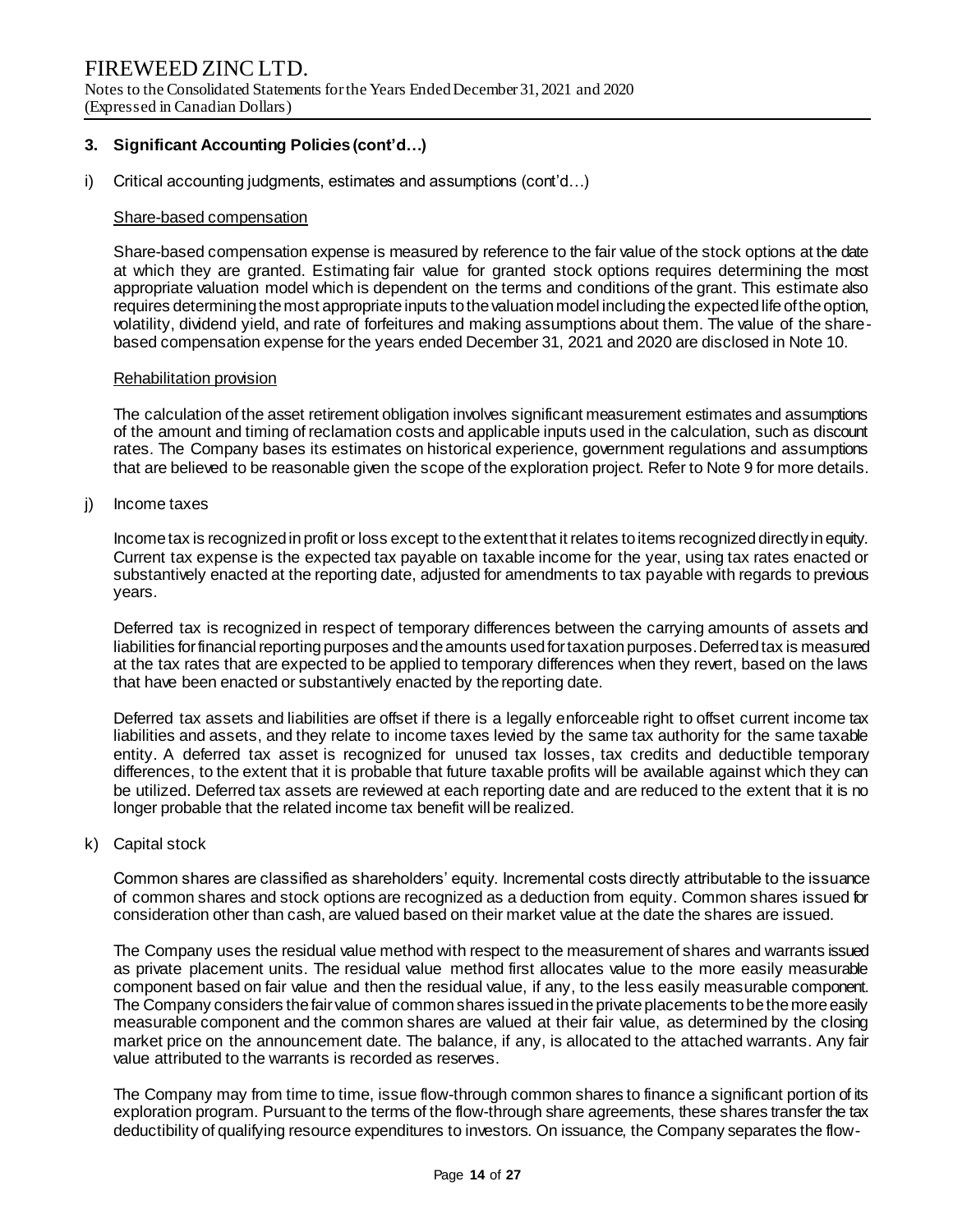## 3. Significant Accounting Policies (cont'd…)

i) Critical accounting judgments, estimates and assumptions (cont'd…)

Share-based compensation

Share-based compensation expense is measured by reference to the fair value of the stock options at the date at which they are granted. Estimating fair value for granted stock options requires determining the most appropriate valuation model which is dependent on the terms and conditions of the grant. This estimate also requires determining the most appropriate inputs to the valuation model including the expected life of the option, volatility, dividend yield, and rate of forfeitures and making assumptions about them. The value of the share-based compensation expense for the years ended December 31, 2021 and 2020 are disclosed in Note 10.

Rehabilitation provision

The calculation of the asset retirement obligation involves significant measurement estimates and assumptions of the amount and timing of reclamation costs and applicable inputs used in the calculation, such as discount rates. The Company bases its estimates on historical experience, government regulations and assumptions that are believed to be reasonable given the scope of the exploration project. Refer to Note 9 for more details.

j) Income taxes

Income tax is recognized in profit or loss except to the extent that it relates to items recognized directly in equity. Current tax expense is the expected tax payable on taxable income for the year, using tax rates enacted or substantively enacted at the reporting date, adjusted for amendments to tax payable with regards to previous years.

Deferred tax is recognized in respect of temporary differences between the carrying amounts of assets and liabilities for financial reporting purposes and the amounts used for taxation purposes. Deferred tax is measured at the tax rates that are expected to be applied to temporary differences when they revert, based on the laws that have been enacted or substantively enacted by the reporting date.

Deferred tax assets and liabilities are offset if there is a legally enforceable right to offset current income tax liabilities and assets, and they relate to income taxes levied by the same tax authority for the same taxable entity. A deferred tax asset is recognized for unused tax losses, tax credits and deductible temporary differences, to the extent that it is probable that future taxable profits will be available against which they can be utilized. Deferred tax assets are reviewed at each reporting date and are reduced to the extent that it is no longer probable that the related income tax benefit will be realized.

k) Capital stock

Common shares are classified as shareholders' equity. Incremental costs directly attributable to the issuance of common shares and stock options are recognized as a deduction from equity. Common shares issued for consideration other than cash, are valued based on their market value at the date the shares are issued.

The Company uses the residual value method with respect to the measurement of shares and warrants issued as private placement units. The residual value method first allocates value to the more easily measurable component based on fair value and then the residual value, if any, to the less easily measurable component. The Company considers the fair value of common shares issued in the private placements to be the more easily measurable component and the common shares are valued at their fair value, as determined by the closing market price on the announcement date. The balance, if any, is allocated to the attached warrants. Any fair value attributed to the warrants is recorded as reserves.

The Company may from time to time, issue flow-through common shares to finance a significant portion of its exploration program. Pursuant to the terms of the flow-through share agreements, these shares transfer the tax deductibility of qualifying resource expenditures to investors. On issuance, the Company separates the flow-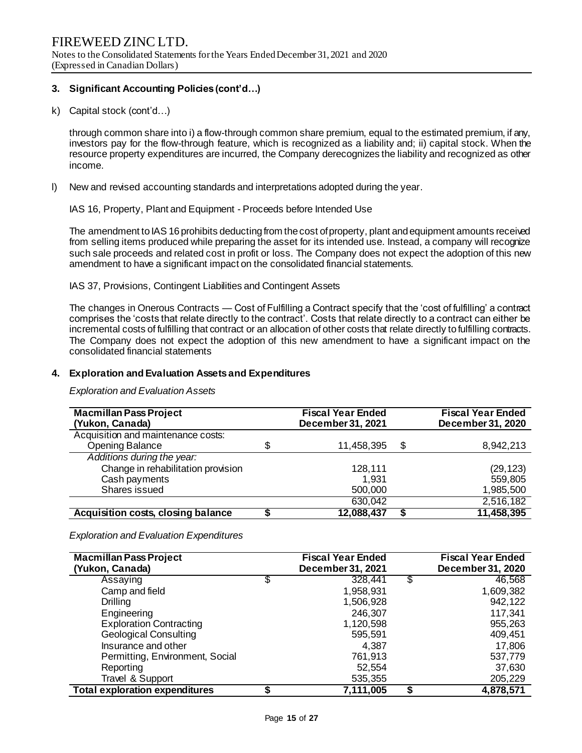## 3. Significant Accounting Policies (cont'd…)

k) Capital stock (cont'd…)

through common share into i) a flow-through common share premium, equal to the estimated premium, if any, investors pay for the flow-through feature, which is recognized as a liability and; ii) capital stock. When the resource property expenditures are incurred, the Company derecognizes the liability and recognized as other income.

l) New and revised accounting standards and interpretations adopted during the year.

IAS 16, Property, Plant and Equipment - Proceeds before Intended Use

The amendment to IAS 16 prohibits deducting from the cost of property, plant and equipment amounts received from selling items produced while preparing the asset for its intended use. Instead, a company will recognize such sale proceeds and related cost in profit or loss. The Company does not expect the adoption of this new amendment to have a significant impact on the consolidated financial statements.

IAS 37, Provisions, Contingent Liabilities and Contingent Assets

The changes in Onerous Contracts — Cost of Fulfilling a Contract specify that the 'cost of fulfilling' a contract comprises the 'costs that relate directly to the contract'. Costs that relate directly to a contract can either be incremental costs of fulfilling that contract or an allocation of other costs that relate directly to fulfilling contracts. The Company does not expect the adoption of this new amendment to have a significant impact on the consolidated financial statements

## 4. Exploration and Evaluation Assets and Expenditures

*Exploration and Evaluation Assets*

| **Macmillan Pass Project (Yukon, Canada)** | | **Fiscal Year Ended December 31, 2021** | | **Fiscal Year Ended December 31, 2020** |
|---|---|---|---|---|
| Acquisition and maintenance costs: | | | | |
| Opening Balance | $ | 11,458,395 | $ | 8,942,213 |
| *Additions during the year:* | | | | |
| Change in rehabilitation provision | | 128,111 | | (29,123) |
| Cash payments | | 1,931 | | 559,805 |
| Shares issued | | 500,000 | | 1,985,500 |
| | | 630,042 | | 2,516,182 |
| **Acquisition costs, closing balance** | **$** | **12,088,437** | **$** | **11,458,395** |

*Exploration and Evaluation Expenditures*

| **Macmillan Pass Project (Yukon, Canada)** | | **Fiscal Year Ended December 31, 2021** | | **Fiscal Year Ended December 31, 2020** |
|---|---|---|---|---|
| Assaying | $ | 328,441 | $ | 46,568 |
| Camp and field | | 1,958,931 | | 1,609,382 |
| Drilling | | 1,506,928 | | 942,122 |
| Engineering | | 246,307 | | 117,341 |
| Exploration Contracting | | 1,120,598 | | 955,263 |
| Geological Consulting | | 595,591 | | 409,451 |
| Insurance and other | | 4,387 | | 17,806 |
| Permitting, Environment, Social | | 761,913 | | 537,779 |
| Reporting | | 52,554 | | 37,630 |
| Travel & Support | | 535,355 | | 205,229 |
| **Total exploration expenditures** | **$** | **7,111,005** | **$** | **4,878,571** |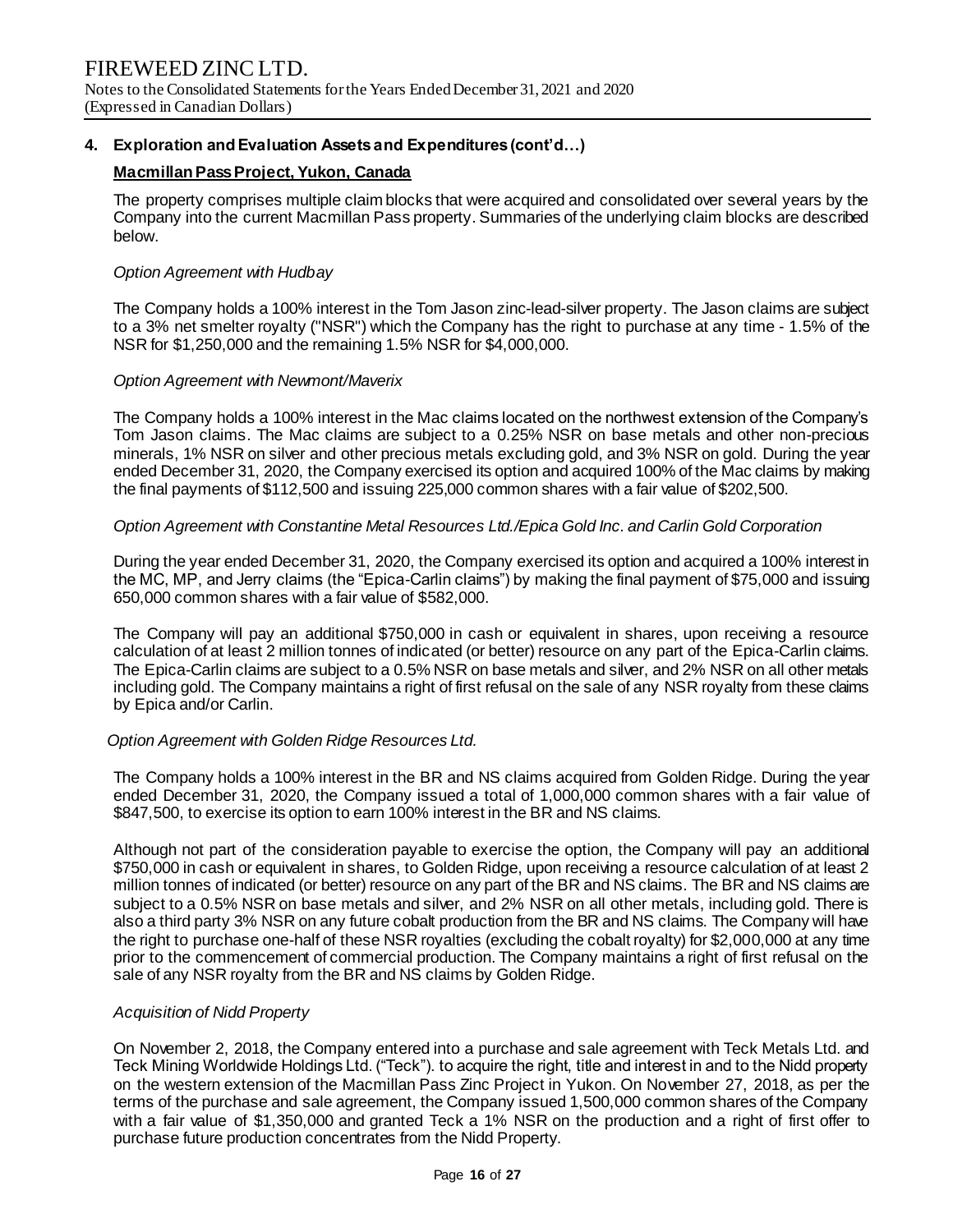## 4. Exploration and Evaluation Assets and Expenditures (cont'd…)

### Macmillan Pass Project, Yukon, Canada

The property comprises multiple claim blocks that were acquired and consolidated over several years by the Company into the current Macmillan Pass property. Summaries of the underlying claim blocks are described below.

*Option Agreement with Hudbay*

The Company holds a 100% interest in the Tom Jason zinc-lead-silver property. The Jason claims are subject to a 3% net smelter royalty ("NSR") which the Company has the right to purchase at any time - 1.5% of the NSR for $1,250,000 and the remaining 1.5% NSR for $4,000,000.

*Option Agreement with Newmont/Maverix*

The Company holds a 100% interest in the Mac claims located on the northwest extension of the Company's Tom Jason claims. The Mac claims are subject to a 0.25% NSR on base metals and other non-precious minerals, 1% NSR on silver and other precious metals excluding gold, and 3% NSR on gold. During the year ended December 31, 2020, the Company exercised its option and acquired 100% of the Mac claims by making the final payments of $112,500 and issuing 225,000 common shares with a fair value of $202,500.

*Option Agreement with Constantine Metal Resources Ltd./Epica Gold Inc. and Carlin Gold Corporation*

During the year ended December 31, 2020, the Company exercised its option and acquired a 100% interest in the MC, MP, and Jerry claims (the "Epica-Carlin claims") by making the final payment of $75,000 and issuing 650,000 common shares with a fair value of $582,000.

The Company will pay an additional $750,000 in cash or equivalent in shares, upon receiving a resource calculation of at least 2 million tonnes of indicated (or better) resource on any part of the Epica-Carlin claims. The Epica-Carlin claims are subject to a 0.5% NSR on base metals and silver, and 2% NSR on all other metals including gold. The Company maintains a right of first refusal on the sale of any NSR royalty from these claims by Epica and/or Carlin.

*Option Agreement with Golden Ridge Resources Ltd.*

The Company holds a 100% interest in the BR and NS claims acquired from Golden Ridge. During the year ended December 31, 2020, the Company issued a total of 1,000,000 common shares with a fair value of $847,500, to exercise its option to earn 100% interest in the BR and NS claims.

Although not part of the consideration payable to exercise the option, the Company will pay an additional $750,000 in cash or equivalent in shares, to Golden Ridge, upon receiving a resource calculation of at least 2 million tonnes of indicated (or better) resource on any part of the BR and NS claims. The BR and NS claims are subject to a 0.5% NSR on base metals and silver, and 2% NSR on all other metals, including gold. There is also a third party 3% NSR on any future cobalt production from the BR and NS claims. The Company will have the right to purchase one-half of these NSR royalties (excluding the cobalt royalty) for $2,000,000 at any time prior to the commencement of commercial production. The Company maintains a right of first refusal on the sale of any NSR royalty from the BR and NS claims by Golden Ridge.

*Acquisition of Nidd Property*

On November 2, 2018, the Company entered into a purchase and sale agreement with Teck Metals Ltd. and Teck Mining Worldwide Holdings Ltd. ("Teck"). to acquire the right, title and interest in and to the Nidd property on the western extension of the Macmillan Pass Zinc Project in Yukon. On November 27, 2018, as per the terms of the purchase and sale agreement, the Company issued 1,500,000 common shares of the Company with a fair value of $1,350,000 and granted Teck a 1% NSR on the production and a right of first offer to purchase future production concentrates from the Nidd Property.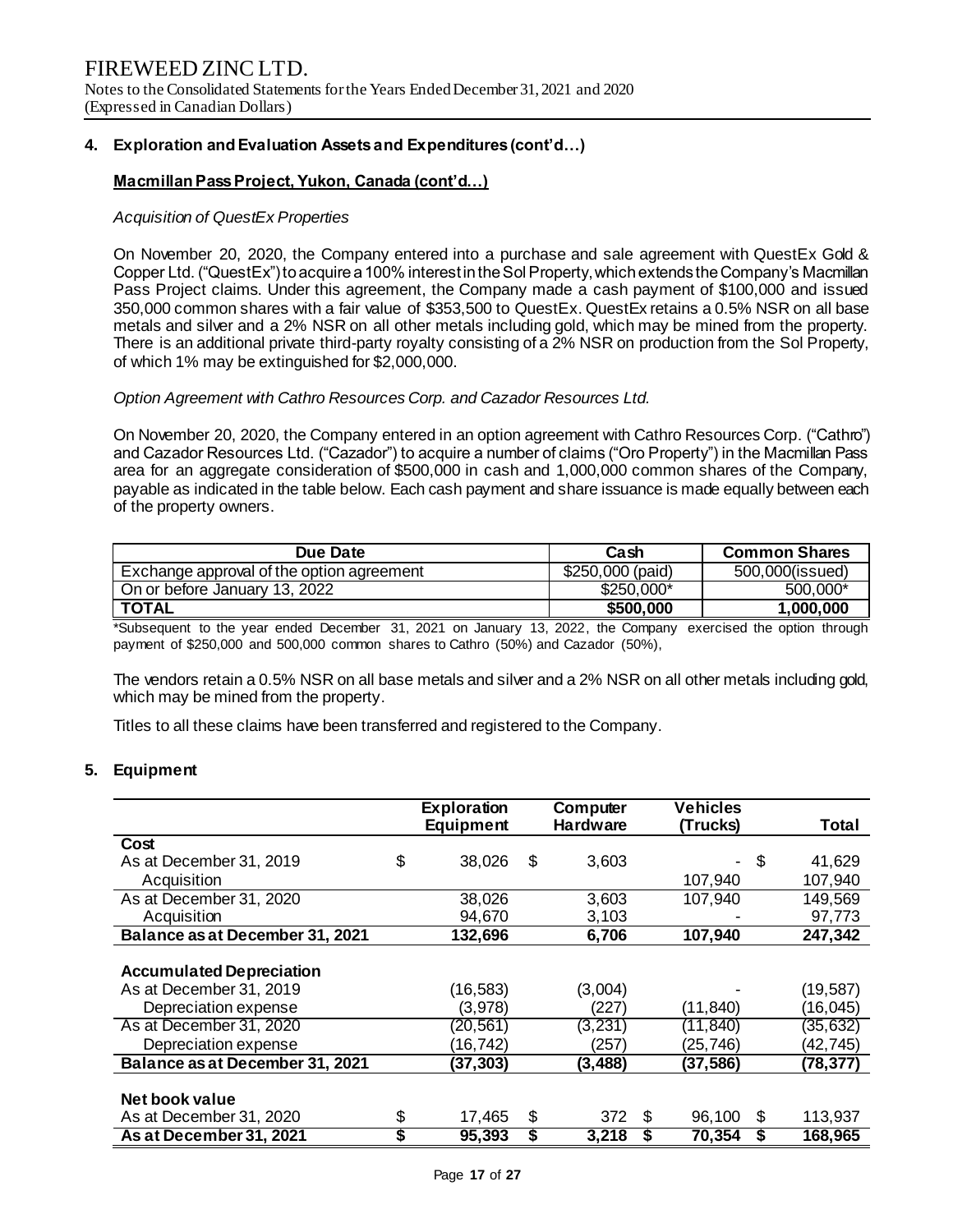## 4. Exploration and Evaluation Assets and Expenditures (cont'd…)

### Macmillan Pass Project, Yukon, Canada (cont'd…)

*Acquisition of QuestEx Properties*

On November 20, 2020, the Company entered into a purchase and sale agreement with QuestEx Gold & Copper Ltd. ("QuestEx") to acquire a 100% interest in the Sol Property, which extends the Company's Macmillan Pass Project claims. Under this agreement, the Company made a cash payment of $100,000 and issued 350,000 common shares with a fair value of $353,500 to QuestEx. QuestEx retains a 0.5% NSR on all base metals and silver and a 2% NSR on all other metals including gold, which may be mined from the property. There is an additional private third-party royalty consisting of a 2% NSR on production from the Sol Property, of which 1% may be extinguished for $2,000,000.

*Option Agreement with Cathro Resources Corp. and Cazador Resources Ltd.*

On November 20, 2020, the Company entered in an option agreement with Cathro Resources Corp. ("Cathro") and Cazador Resources Ltd. ("Cazador") to acquire a number of claims ("Oro Property") in the Macmillan Pass area for an aggregate consideration of $500,000 in cash and 1,000,000 common shares of the Company, payable as indicated in the table below. Each cash payment and share issuance is made equally between each of the property owners.

| Due Date | Cash | Common Shares |
|---|---|---|
| Exchange approval of the option agreement | $250,000 (paid) | 500,000(issued) |
| On or before January 13, 2022 | $250,000* | 500,000* |
| **TOTAL** | **$500,000** | **1,000,000** |

*Subsequent to the year ended December 31, 2021 on January 13, 2022, the Company exercised the option through payment of $250,000 and 500,000 common shares to Cathro (50%) and Cazador (50%),

The vendors retain a 0.5% NSR on all base metals and silver and a 2% NSR on all other metals including gold, which may be mined from the property.

Titles to all these claims have been transferred and registered to the Company.

## 5. Equipment

| | Exploration Equipment | Computer Hardware | Vehicles (Trucks) | Total |
|---|---|---|---|---|
| **Cost** | | | | |
| As at December 31, 2019 | $ 38,026 | $ 3,603 | - | $ 41,629 |
| Acquisition | | | 107,940 | 107,940 |
| As at December 31, 2020 | 38,026 | 3,603 | 107,940 | 149,569 |
| Acquisition | 94,670 | 3,103 | - | 97,773 |
| **Balance as at December 31, 2021** | **132,696** | **6,706** | **107,940** | **247,342** |
| **Accumulated Depreciation** | | | | |
| As at December 31, 2019 | (16,583) | (3,004) | - | (19,587) |
| Depreciation expense | (3,978) | (227) | (11,840) | (16,045) |
| As at December 31, 2020 | (20,561) | (3,231) | (11,840) | (35,632) |
| Depreciation expense | (16,742) | (257) | (25,746) | (42,745) |
| **Balance as at December 31, 2021** | **(37,303)** | **(3,488)** | **(37,586)** | **(78,377)** |
| **Net book value** | | | | |
| As at December 31, 2020 | $ 17,465 | $ 372 | $ 96,100 | $ 113,937 |
| **As at December 31, 2021** | **$ 95,393** | **$ 3,218** | **$ 70,354** | **$ 168,965** |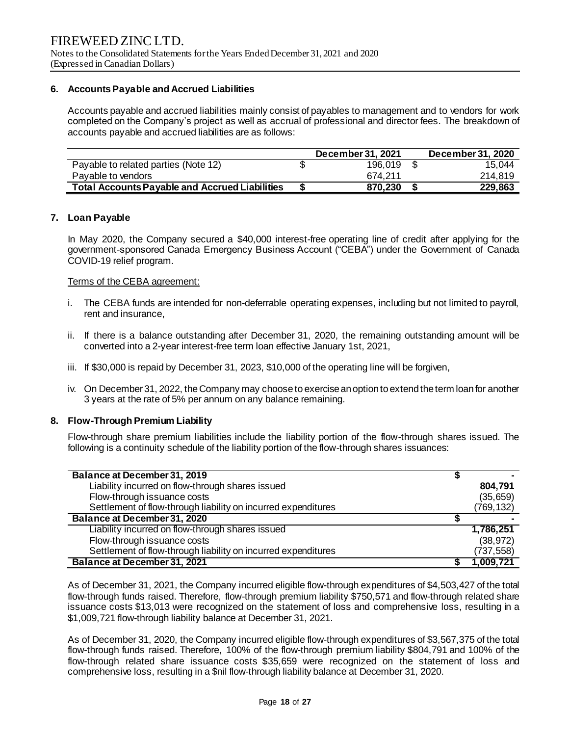## 6. Accounts Payable and Accrued Liabilities

Accounts payable and accrued liabilities mainly consist of payables to management and to vendors for work completed on the Company's project as well as accrual of professional and director fees. The breakdown of accounts payable and accrued liabilities are as follows:

| | December 31, 2021 | December 31, 2020 |
|---|---|---|
| Payable to related parties (Note 12) | $ 196,019 | $ 15,044 |
| Payable to vendors | 674,211 | 214,819 |
| **Total Accounts Payable and Accrued Liabilities** | **$ 870,230** | **$ 229,863** |

## 7. Loan Payable

In May 2020, the Company secured a $40,000 interest-free operating line of credit after applying for the government-sponsored Canada Emergency Business Account ("CEBA") under the Government of Canada COVID-19 relief program.

Terms of the CEBA agreement:

i. The CEBA funds are intended for non-deferrable operating expenses, including but not limited to payroll, rent and insurance,

ii. If there is a balance outstanding after December 31, 2020, the remaining outstanding amount will be converted into a 2-year interest-free term loan effective January 1st, 2021,

iii. If $30,000 is repaid by December 31, 2023, $10,000 of the operating line will be forgiven,

iv. On December 31, 2022, the Company may choose to exercise an option to extend the term loan for another 3 years at the rate of 5% per annum on any balance remaining.

## 8. Flow-Through Premium Liability

Flow-through share premium liabilities include the liability portion of the flow-through shares issued. The following is a continuity schedule of the liability portion of the flow-through shares issuances:

| | |
|---|---|
| **Balance at December 31, 2019** | $ - |
| Liability incurred on flow-through shares issued | 804,791 |
| Flow-through issuance costs | (35,659) |
| Settlement of flow-through liability on incurred expenditures | (769,132) |
| **Balance at December 31, 2020** | $ - |
| Liability incurred on flow-through shares issued | 1,786,251 |
| Flow-through issuance costs | (38,972) |
| Settlement of flow-through liability on incurred expenditures | (737,558) |
| **Balance at December 31, 2021** | $ 1,009,721 |

As of December 31, 2021, the Company incurred eligible flow-through expenditures of $4,503,427 of the total flow-through funds raised. Therefore, flow-through premium liability $750,571 and flow-through related share issuance costs $13,013 were recognized on the statement of loss and comprehensive loss, resulting in a $1,009,721 flow-through liability balance at December 31, 2021.

As of December 31, 2020, the Company incurred eligible flow-through expenditures of $3,567,375 of the total flow-through funds raised. Therefore, 100% of the flow-through premium liability $804,791 and 100% of the flow-through related share issuance costs $35,659 were recognized on the statement of loss and comprehensive loss, resulting in a $nil flow-through liability balance at December 31, 2020.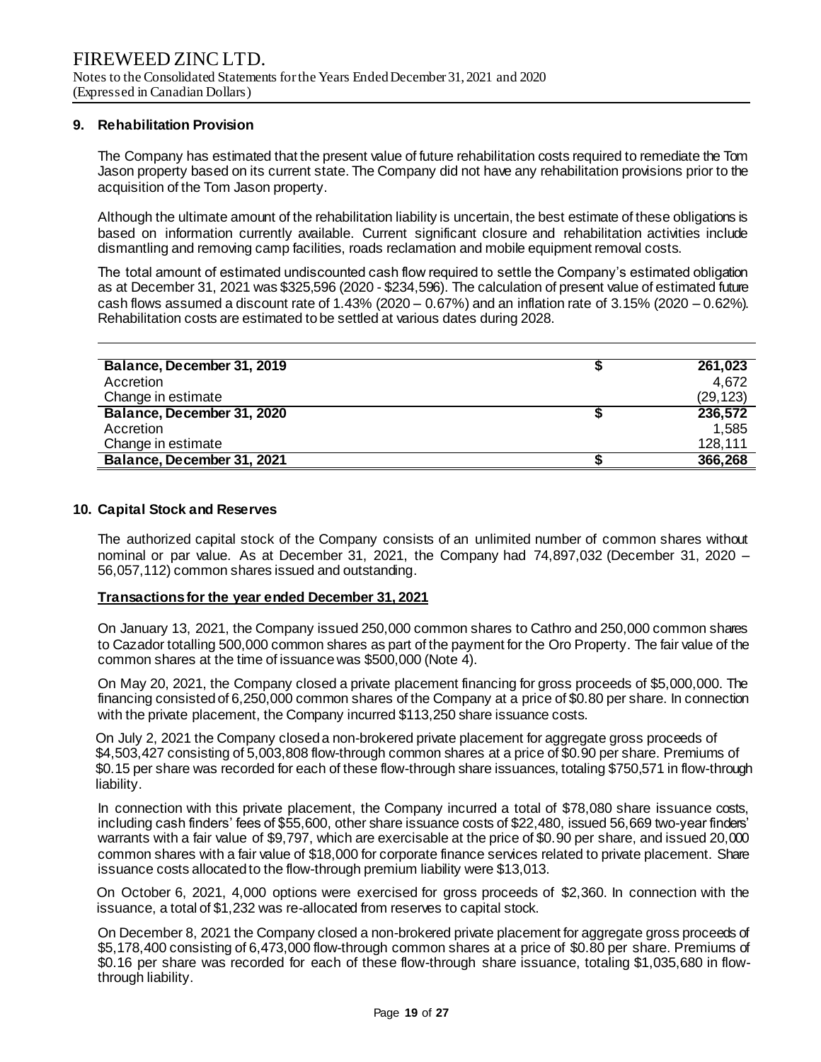## 9. Rehabilitation Provision

The Company has estimated that the present value of future rehabilitation costs required to remediate the Tom Jason property based on its current state. The Company did not have any rehabilitation provisions prior to the acquisition of the Tom Jason property.

Although the ultimate amount of the rehabilitation liability is uncertain, the best estimate of these obligations is based on information currently available. Current significant closure and rehabilitation activities include dismantling and removing camp facilities, roads reclamation and mobile equipment removal costs.

The total amount of estimated undiscounted cash flow required to settle the Company's estimated obligation as at December 31, 2021 was $325,596 (2020 - $234,596). The calculation of present value of estimated future cash flows assumed a discount rate of 1.43% (2020 – 0.67%) and an inflation rate of 3.15% (2020 – 0.62%). Rehabilitation costs are estimated to be settled at various dates during 2028.

| | | |
|---|---|---|
| **Balance, December 31, 2019** | **$** | **261,023** |
| Accretion | | 4,672 |
| Change in estimate | | (29,123) |
| **Balance, December 31, 2020** | **$** | **236,572** |
| Accretion | | 1,585 |
| Change in estimate | | 128,111 |
| **Balance, December 31, 2021** | **$** | **366,268** |

## 10. Capital Stock and Reserves

The authorized capital stock of the Company consists of an unlimited number of common shares without nominal or par value. As at December 31, 2021, the Company had 74,897,032 (December 31, 2020 – 56,057,112) common shares issued and outstanding.

**Transactions for the year ended December 31, 2021**

On January 13, 2021, the Company issued 250,000 common shares to Cathro and 250,000 common shares to Cazador totalling 500,000 common shares as part of the payment for the Oro Property. The fair value of the common shares at the time of issuance was $500,000 (Note 4).

On May 20, 2021, the Company closed a private placement financing for gross proceeds of $5,000,000. The financing consisted of 6,250,000 common shares of the Company at a price of $0.80 per share. In connection with the private placement, the Company incurred $113,250 share issuance costs.

On July 2, 2021 the Company closed a non-brokered private placement for aggregate gross proceeds of $4,503,427 consisting of 5,003,808 flow-through common shares at a price of $0.90 per share. Premiums of $0.15 per share was recorded for each of these flow-through share issuances, totaling $750,571 in flow-through liability.

In connection with this private placement, the Company incurred a total of $78,080 share issuance costs, including cash finders' fees of $55,600, other share issuance costs of $22,480, issued 56,669 two-year finders' warrants with a fair value of $9,797, which are exercisable at the price of $0.90 per share, and issued 20,000 common shares with a fair value of $18,000 for corporate finance services related to private placement. Share issuance costs allocated to the flow-through premium liability were $13,013.

On October 6, 2021, 4,000 options were exercised for gross proceeds of $2,360. In connection with the issuance, a total of $1,232 was re-allocated from reserves to capital stock.

On December 8, 2021 the Company closed a non-brokered private placement for aggregate gross proceeds of $5,178,400 consisting of 6,473,000 flow-through common shares at a price of $0.80 per share. Premiums of $0.16 per share was recorded for each of these flow-through share issuance, totaling $1,035,680 in flow-through liability.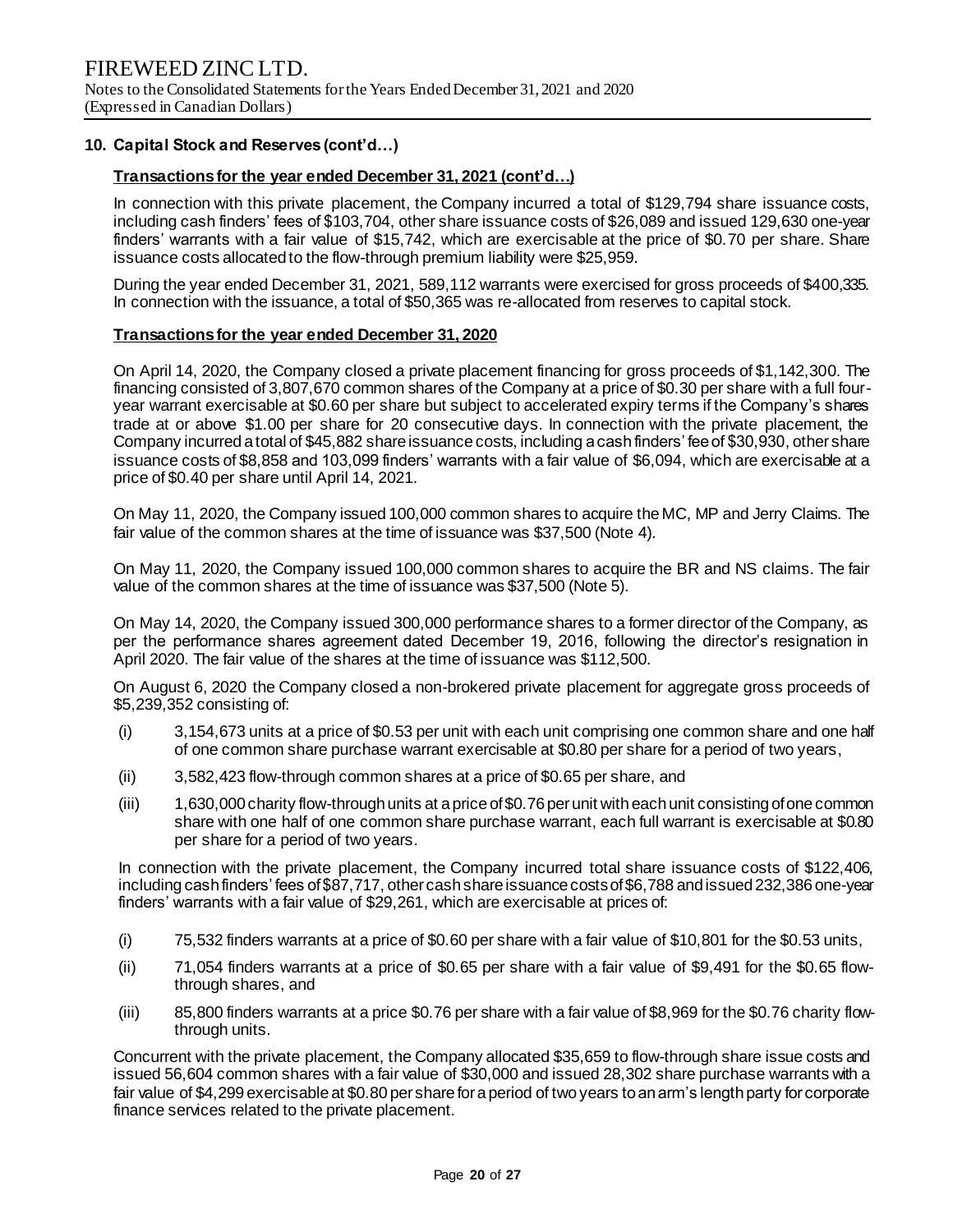## 10. Capital Stock and Reserves (cont'd…)

### Transactions for the year ended December 31, 2021 (cont'd…)

In connection with this private placement, the Company incurred a total of $129,794 share issuance costs, including cash finders' fees of $103,704, other share issuance costs of $26,089 and issued 129,630 one-year finders' warrants with a fair value of $15,742, which are exercisable at the price of $0.70 per share. Share issuance costs allocated to the flow-through premium liability were $25,959.

During the year ended December 31, 2021, 589,112 warrants were exercised for gross proceeds of $400,335. In connection with the issuance, a total of $50,365 was re-allocated from reserves to capital stock.

### Transactions for the year ended December 31, 2020

On April 14, 2020, the Company closed a private placement financing for gross proceeds of $1,142,300. The financing consisted of 3,807,670 common shares of the Company at a price of $0.30 per share with a full four-year warrant exercisable at $0.60 per share but subject to accelerated expiry terms if the Company's shares trade at or above $1.00 per share for 20 consecutive days. In connection with the private placement, the Company incurred a total of $45,882 share issuance costs, including a cash finders' fee of $30,930, other share issuance costs of $8,858 and 103,099 finders' warrants with a fair value of $6,094, which are exercisable at a price of $0.40 per share until April 14, 2021.

On May 11, 2020, the Company issued 100,000 common shares to acquire the MC, MP and Jerry Claims. The fair value of the common shares at the time of issuance was $37,500 (Note 4).

On May 11, 2020, the Company issued 100,000 common shares to acquire the BR and NS claims. The fair value of the common shares at the time of issuance was $37,500 (Note 5).

On May 14, 2020, the Company issued 300,000 performance shares to a former director of the Company, as per the performance shares agreement dated December 19, 2016, following the director's resignation in April 2020. The fair value of the shares at the time of issuance was $112,500.

On August 6, 2020 the Company closed a non-brokered private placement for aggregate gross proceeds of $5,239,352 consisting of:

(i) 3,154,673 units at a price of $0.53 per unit with each unit comprising one common share and one half of one common share purchase warrant exercisable at $0.80 per share for a period of two years,

(ii) 3,582,423 flow-through common shares at a price of $0.65 per share, and

(iii) 1,630,000 charity flow-through units at a price of $0.76 per unit with each unit consisting of one common share with one half of one common share purchase warrant, each full warrant is exercisable at $0.80 per share for a period of two years.

In connection with the private placement, the Company incurred total share issuance costs of $122,406, including cash finders' fees of $87,717, other cash share issuance costs of $6,788 and issued 232,386 one-year finders' warrants with a fair value of $29,261, which are exercisable at prices of:

(i) 75,532 finders warrants at a price of $0.60 per share with a fair value of $10,801 for the $0.53 units,

(ii) 71,054 finders warrants at a price of $0.65 per share with a fair value of $9,491 for the $0.65 flow-through shares, and

(iii) 85,800 finders warrants at a price $0.76 per share with a fair value of $8,969 for the $0.76 charity flow-through units.

Concurrent with the private placement, the Company allocated $35,659 to flow-through share issue costs and issued 56,604 common shares with a fair value of $30,000 and issued 28,302 share purchase warrants with a fair value of $4,299 exercisable at $0.80 per share for a period of two years to an arm's length party for corporate finance services related to the private placement.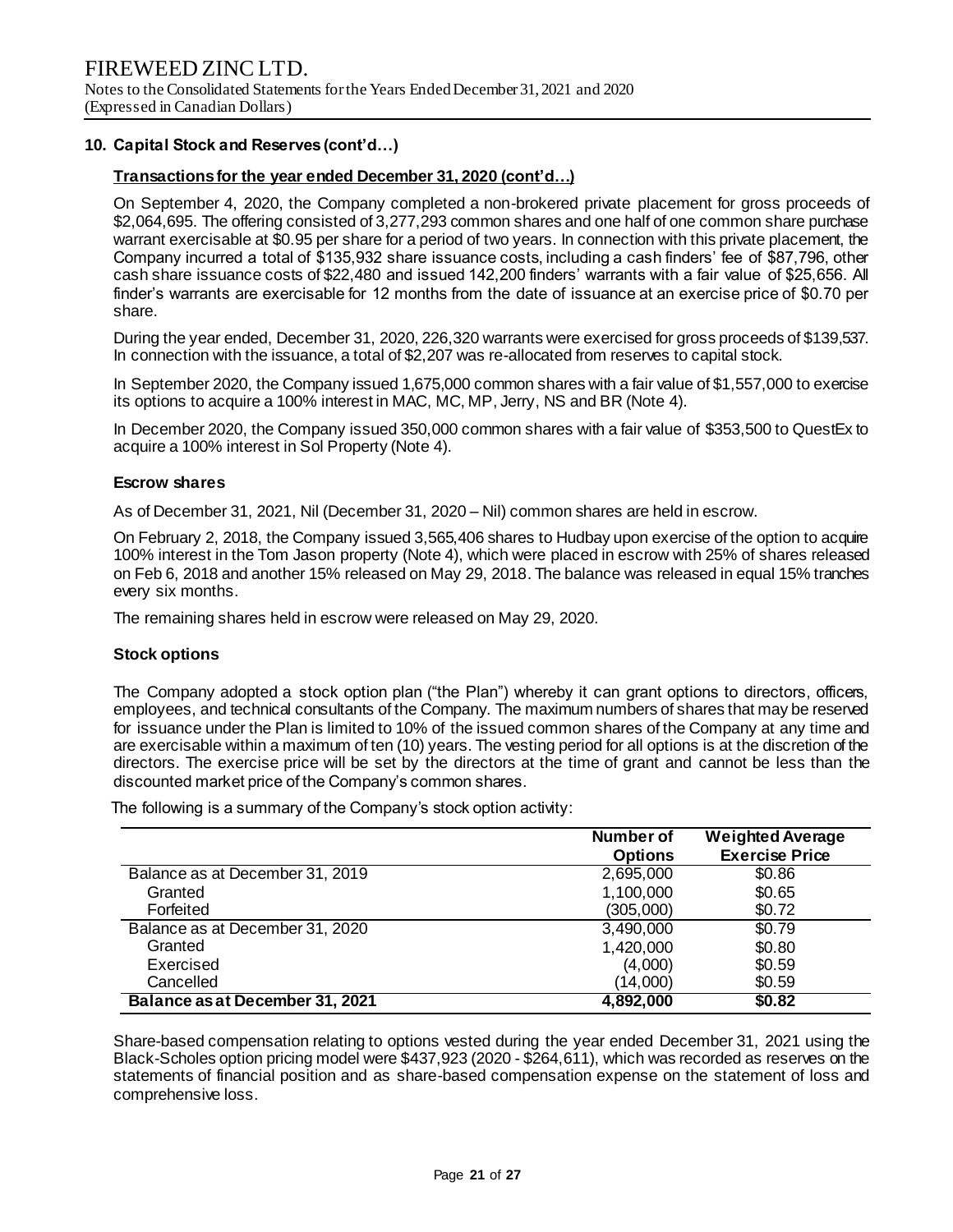## 10. Capital Stock and Reserves (cont'd…)

### Transactions for the year ended December 31, 2020 (cont'd…)

On September 4, 2020, the Company completed a non-brokered private placement for gross proceeds of \$2,064,695. The offering consisted of 3,277,293 common shares and one half of one common share purchase warrant exercisable at \$0.95 per share for a period of two years. In connection with this private placement, the Company incurred a total of \$135,932 share issuance costs, including a cash finders' fee of \$87,796, other cash share issuance costs of \$22,480 and issued 142,200 finders' warrants with a fair value of \$25,656. All finder's warrants are exercisable for 12 months from the date of issuance at an exercise price of \$0.70 per share.

During the year ended, December 31, 2020, 226,320 warrants were exercised for gross proceeds of \$139,537. In connection with the issuance, a total of \$2,207 was re-allocated from reserves to capital stock.

In September 2020, the Company issued 1,675,000 common shares with a fair value of \$1,557,000 to exercise its options to acquire a 100% interest in MAC, MC, MP, Jerry, NS and BR (Note 4).

In December 2020, the Company issued 350,000 common shares with a fair value of \$353,500 to QuestEx to acquire a 100% interest in Sol Property (Note 4).

### Escrow shares

As of December 31, 2021, Nil (December 31, 2020 – Nil) common shares are held in escrow.

On February 2, 2018, the Company issued 3,565,406 shares to Hudbay upon exercise of the option to acquire 100% interest in the Tom Jason property (Note 4), which were placed in escrow with 25% of shares released on Feb 6, 2018 and another 15% released on May 29, 2018. The balance was released in equal 15% tranches every six months.

The remaining shares held in escrow were released on May 29, 2020.

### Stock options

The Company adopted a stock option plan ("the Plan") whereby it can grant options to directors, officers, employees, and technical consultants of the Company. The maximum numbers of shares that may be reserved for issuance under the Plan is limited to 10% of the issued common shares of the Company at any time and are exercisable within a maximum of ten (10) years. The vesting period for all options is at the discretion of the directors. The exercise price will be set by the directors at the time of grant and cannot be less than the discounted market price of the Company's common shares.

The following is a summary of the Company's stock option activity:

| | Number of Options | Weighted Average Exercise Price |
|---|---|---|
| Balance as at December 31, 2019 | 2,695,000 | \$0.86 |
| Granted | 1,100,000 | \$0.65 |
| Forfeited | (305,000) | \$0.72 |
| Balance as at December 31, 2020 | 3,490,000 | \$0.79 |
| Granted | 1,420,000 | \$0.80 |
| Exercised | (4,000) | \$0.59 |
| Cancelled | (14,000) | \$0.59 |
| **Balance as at December 31, 2021** | **4,892,000** | **\$0.82** |

Share-based compensation relating to options vested during the year ended December 31, 2021 using the Black-Scholes option pricing model were \$437,923 (2020 - \$264,611), which was recorded as reserves on the statements of financial position and as share-based compensation expense on the statement of loss and comprehensive loss.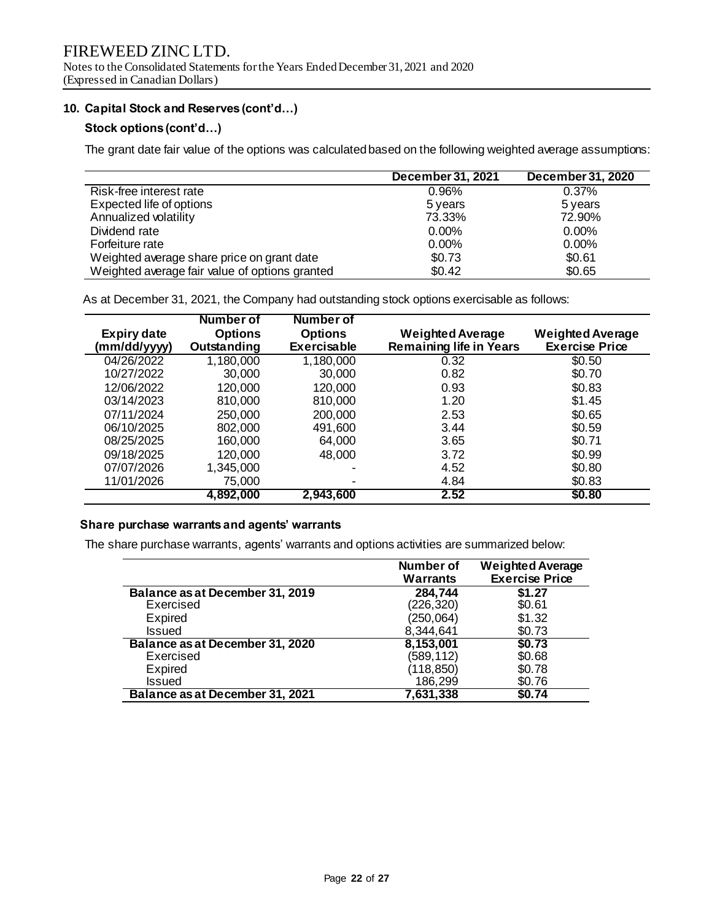## 10. Capital Stock and Reserves (cont'd…)

### Stock options (cont'd…)

The grant date fair value of the options was calculated based on the following weighted average assumptions:

| | December 31, 2021 | December 31, 2020 |
|---|---|---|
| Risk-free interest rate | 0.96% | 0.37% |
| Expected life of options | 5 years | 5 years |
| Annualized volatility | 73.33% | 72.90% |
| Dividend rate | 0.00% | 0.00% |
| Forfeiture rate | 0.00% | 0.00% |
| Weighted average share price on grant date | $0.73 | $0.61 |
| Weighted average fair value of options granted | $0.42 | $0.65 |

As at December 31, 2021, the Company had outstanding stock options exercisable as follows:

| Expiry date (mm/dd/yyyy) | Number of Options Outstanding | Number of Options Exercisable | Weighted Average Remaining life in Years | Weighted Average Exercise Price |
|---|---|---|---|---|
| 04/26/2022 | 1,180,000 | 1,180,000 | 0.32 | $0.50 |
| 10/27/2022 | 30,000 | 30,000 | 0.82 | $0.70 |
| 12/06/2022 | 120,000 | 120,000 | 0.93 | $0.83 |
| 03/14/2023 | 810,000 | 810,000 | 1.20 | $1.45 |
| 07/11/2024 | 250,000 | 200,000 | 2.53 | $0.65 |
| 06/10/2025 | 802,000 | 491,600 | 3.44 | $0.59 |
| 08/25/2025 | 160,000 | 64,000 | 3.65 | $0.71 |
| 09/18/2025 | 120,000 | 48,000 | 3.72 | $0.99 |
| 07/07/2026 | 1,345,000 | - | 4.52 | $0.80 |
| 11/01/2026 | 75,000 | - | 4.84 | $0.83 |
| | **4,892,000** | **2,943,600** | **2.52** | **$0.80** |

### Share purchase warrants and agents' warrants

The share purchase warrants, agents' warrants and options activities are summarized below:

| | Number of Warrants | Weighted Average Exercise Price |
|---|---|---|
| **Balance as at December 31, 2019** | **284,744** | **$1.27** |
| Exercised | (226,320) | $0.61 |
| Expired | (250,064) | $1.32 |
| Issued | 8,344,641 | $0.73 |
| **Balance as at December 31, 2020** | **8,153,001** | **$0.73** |
| Exercised | (589,112) | $0.68 |
| Expired | (118,850) | $0.78 |
| Issued | 186,299 | $0.76 |
| **Balance as at December 31, 2021** | **7,631,338** | **$0.74** |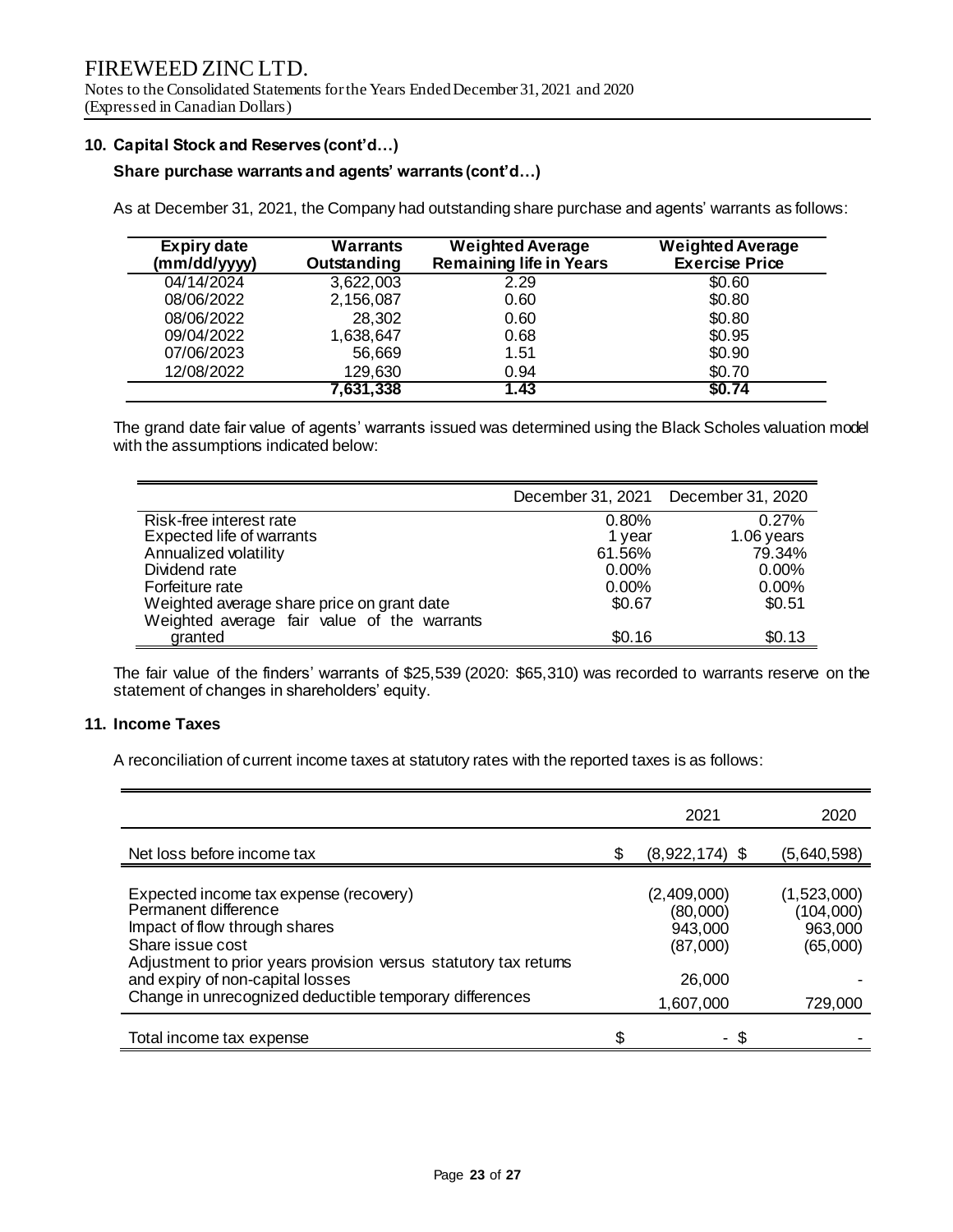## 10. Capital Stock and Reserves (cont'd…)

### Share purchase warrants and agents' warrants (cont'd…)

As at December 31, 2021, the Company had outstanding share purchase and agents' warrants as follows:

| Expiry date (mm/dd/yyyy) | Warrants Outstanding | Weighted Average Remaining life in Years | Weighted Average Exercise Price |
|---|---|---|---|
| 04/14/2024 | 3,622,003 | 2.29 | $0.60 |
| 08/06/2022 | 2,156,087 | 0.60 | $0.80 |
| 08/06/2022 | 28,302 | 0.60 | $0.80 |
| 09/04/2022 | 1,638,647 | 0.68 | $0.95 |
| 07/06/2023 | 56,669 | 1.51 | $0.90 |
| 12/08/2022 | 129,630 | 0.94 | $0.70 |
| | **7,631,338** | **1.43** | **$0.74** |

The grand date fair value of agents' warrants issued was determined using the Black Scholes valuation model with the assumptions indicated below:

| | December 31, 2021 | December 31, 2020 |
|---|---|---|
| Risk-free interest rate | 0.80% | 0.27% |
| Expected life of warrants | 1 year | 1.06 years |
| Annualized volatility | 61.56% | 79.34% |
| Dividend rate | 0.00% | 0.00% |
| Forfeiture rate | 0.00% | 0.00% |
| Weighted average share price on grant date | $0.67 | $0.51 |
| Weighted average fair value of the warrants granted | $0.16 | $0.13 |

The fair value of the finders' warrants of $25,539 (2020: $65,310) was recorded to warrants reserve on the statement of changes in shareholders' equity.

## 11. Income Taxes

A reconciliation of current income taxes at statutory rates with the reported taxes is as follows:

| | 2021 | 2020 |
|---|---|---|
| Net loss before income tax | $ (8,922,174) | $ (5,640,598) |
| Expected income tax expense (recovery) | (2,409,000) | (1,523,000) |
| Permanent difference | (80,000) | (104,000) |
| Impact of flow through shares | 943,000 | 963,000 |
| Share issue cost | (87,000) | (65,000) |
| Adjustment to prior years provision versus statutory tax returns and expiry of non-capital losses | 26,000 | - |
| Change in unrecognized deductible temporary differences | 1,607,000 | 729,000 |
| Total income tax expense | $ - | $ - |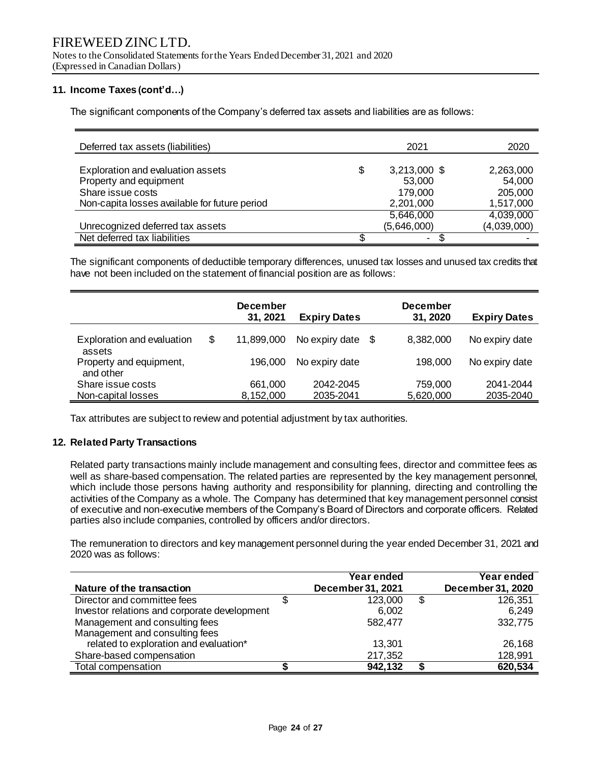### 11. Income Taxes (cont'd…)

The significant components of the Company's deferred tax assets and liabilities are as follows:

| Deferred tax assets (liabilities) | 2021 | 2020 |
|---|---|---|
| Exploration and evaluation assets | $ 3,213,000 | $ 2,263,000 |
| Property and equipment | 53,000 | 54,000 |
| Share issue costs | 179,000 | 205,000 |
| Non-capita losses available for future period | 2,201,000 | 1,517,000 |
| | 5,646,000 | 4,039,000 |
| Unrecognized deferred tax assets | (5,646,000) | (4,039,000) |
| Net deferred tax liabilities | $ - | $ - |

The significant components of deductible temporary differences, unused tax losses and unused tax credits that have not been included on the statement of financial position are as follows:

| | December 31, 2021 | Expiry Dates | December 31, 2020 | Expiry Dates |
|---|---|---|---|---|
| Exploration and evaluation assets | $ 11,899,000 | No expiry date | $ 8,382,000 | No expiry date |
| Property and equipment, and other | 196,000 | No expiry date | 198,000 | No expiry date |
| Share issue costs | 661,000 | 2042-2045 | 759,000 | 2041-2044 |
| Non-capital losses | 8,152,000 | 2035-2041 | 5,620,000 | 2035-2040 |

Tax attributes are subject to review and potential adjustment by tax authorities.

### 12. Related Party Transactions

Related party transactions mainly include management and consulting fees, director and committee fees as well as share-based compensation. The related parties are represented by the key management personnel, which include those persons having authority and responsibility for planning, directing and controlling the activities of the Company as a whole. The Company has determined that key management personnel consist of executive and non-executive members of the Company's Board of Directors and corporate officers. Related parties also include companies, controlled by officers and/or directors.

The remuneration to directors and key management personnel during the year ended December 31, 2021 and 2020 was as follows:

| Nature of the transaction | Year ended December 31, 2021 | Year ended December 31, 2020 |
|---|---|---|
| Director and committee fees | $ 123,000 | $ 126,351 |
| Investor relations and corporate development | 6,002 | 6,249 |
| Management and consulting fees | 582,477 | 332,775 |
| Management and consulting fees related to exploration and evaluation* | 13,301 | 26,168 |
| Share-based compensation | 217,352 | 128,991 |
| **Total compensation** | **$ 942,132** | **$ 620,534** |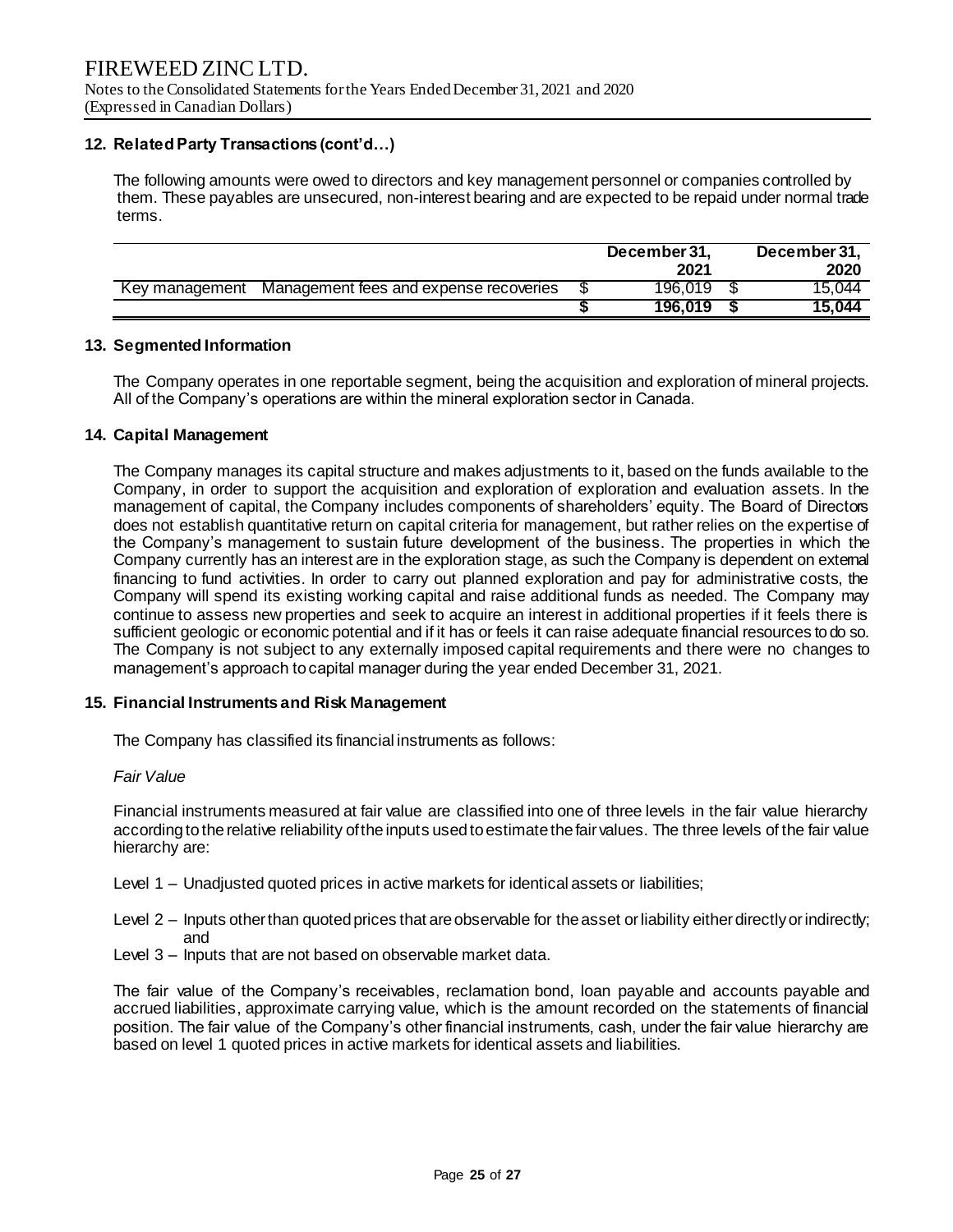## 12. Related Party Transactions (cont'd…)

The following amounts were owed to directors and key management personnel or companies controlled by them. These payables are unsecured, non-interest bearing and are expected to be repaid under normal trade terms.

| | | December 31, 2021 | December 31, 2020 |
|---|---|---|---|
| Key management | Management fees and expense recoveries | $ 196,019 | $ 15,044 |
| | | **$ 196,019** | **$ 15,044** |

## 13. Segmented Information

The Company operates in one reportable segment, being the acquisition and exploration of mineral projects. All of the Company's operations are within the mineral exploration sector in Canada.

## 14. Capital Management

The Company manages its capital structure and makes adjustments to it, based on the funds available to the Company, in order to support the acquisition and exploration of exploration and evaluation assets. In the management of capital, the Company includes components of shareholders' equity. The Board of Directors does not establish quantitative return on capital criteria for management, but rather relies on the expertise of the Company's management to sustain future development of the business. The properties in which the Company currently has an interest are in the exploration stage, as such the Company is dependent on external financing to fund activities. In order to carry out planned exploration and pay for administrative costs, the Company will spend its existing working capital and raise additional funds as needed. The Company may continue to assess new properties and seek to acquire an interest in additional properties if it feels there is sufficient geologic or economic potential and if it has or feels it can raise adequate financial resources to do so. The Company is not subject to any externally imposed capital requirements and there were no changes to management's approach to capital manager during the year ended December 31, 2021.

## 15. Financial Instruments and Risk Management

The Company has classified its financial instruments as follows:

*Fair Value*

Financial instruments measured at fair value are classified into one of three levels in the fair value hierarchy according to the relative reliability of the inputs used to estimate the fair values. The three levels of the fair value hierarchy are:

Level 1 – Unadjusted quoted prices in active markets for identical assets or liabilities;

Level 2 – Inputs other than quoted prices that are observable for the asset or liability either directly or indirectly; and

Level 3 – Inputs that are not based on observable market data.

The fair value of the Company's receivables, reclamation bond, loan payable and accounts payable and accrued liabilities, approximate carrying value, which is the amount recorded on the statements of financial position. The fair value of the Company's other financial instruments, cash, under the fair value hierarchy are based on level 1 quoted prices in active markets for identical assets and liabilities.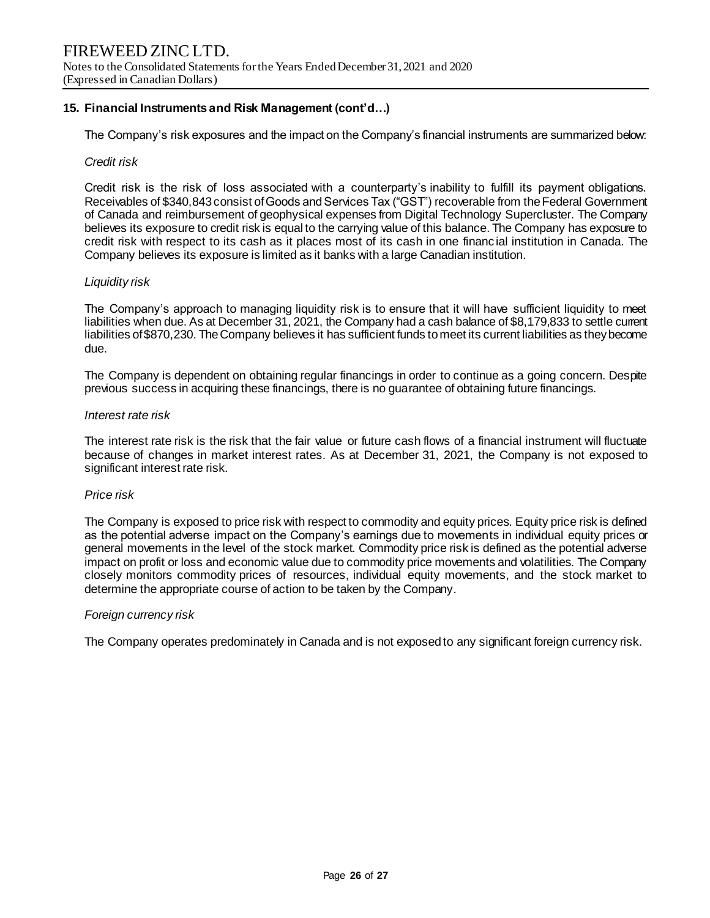## 15. Financial Instruments and Risk Management (cont'd…)

The Company's risk exposures and the impact on the Company's financial instruments are summarized below:

*Credit risk*

Credit risk is the risk of loss associated with a counterparty's inability to fulfill its payment obligations. Receivables of $340,843 consist of Goods and Services Tax ("GST") recoverable from the Federal Government of Canada and reimbursement of geophysical expenses from Digital Technology Supercluster. The Company believes its exposure to credit risk is equal to the carrying value of this balance. The Company has exposure to credit risk with respect to its cash as it places most of its cash in one financial institution in Canada. The Company believes its exposure is limited as it banks with a large Canadian institution.

*Liquidity risk*

The Company's approach to managing liquidity risk is to ensure that it will have sufficient liquidity to meet liabilities when due. As at December 31, 2021, the Company had a cash balance of $8,179,833 to settle current liabilities of $870,230. The Company believes it has sufficient funds to meet its current liabilities as they become due.

The Company is dependent on obtaining regular financings in order to continue as a going concern. Despite previous success in acquiring these financings, there is no guarantee of obtaining future financings.

*Interest rate risk*

The interest rate risk is the risk that the fair value or future cash flows of a financial instrument will fluctuate because of changes in market interest rates. As at December 31, 2021, the Company is not exposed to significant interest rate risk.

*Price risk*

The Company is exposed to price risk with respect to commodity and equity prices. Equity price risk is defined as the potential adverse impact on the Company's earnings due to movements in individual equity prices or general movements in the level of the stock market. Commodity price risk is defined as the potential adverse impact on profit or loss and economic value due to commodity price movements and volatilities. The Company closely monitors commodity prices of resources, individual equity movements, and the stock market to determine the appropriate course of action to be taken by the Company.

*Foreign currency risk*

The Company operates predominately in Canada and is not exposed to any significant foreign currency risk.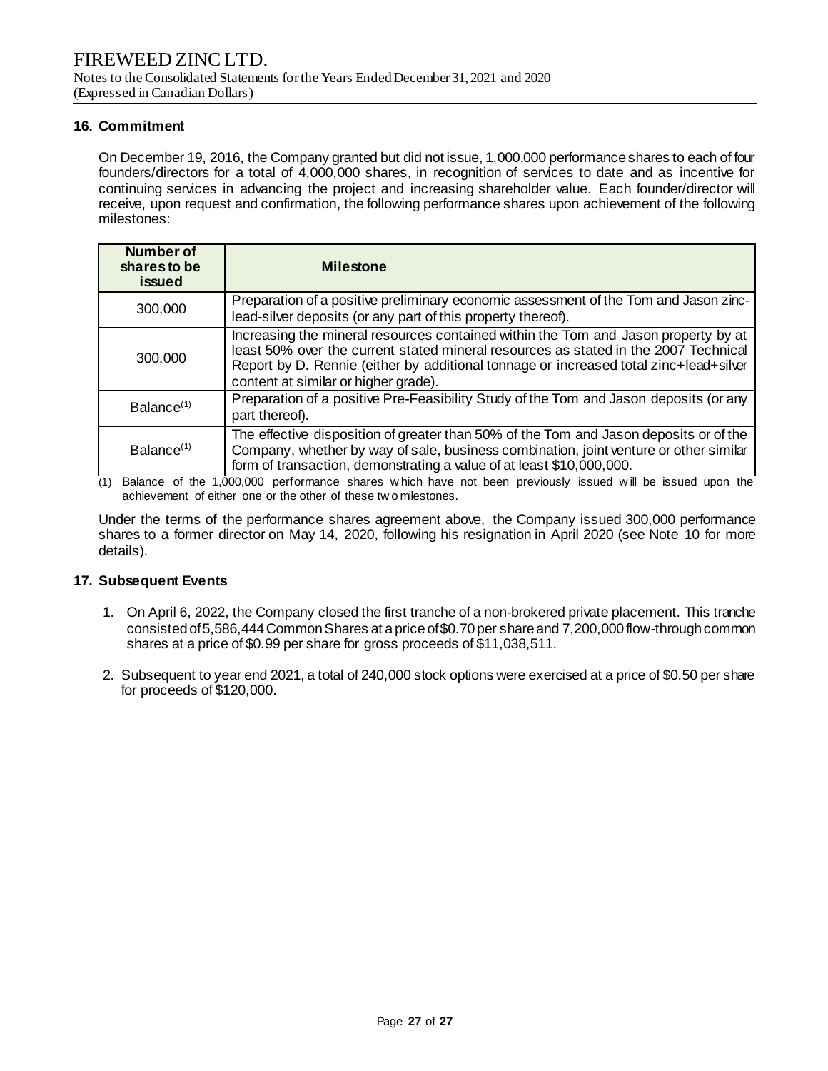FIREWEED ZINC LTD.

Notes to the Consolidated Statements for the Years Ended December 31, 2021 and 2020
(Expressed in Canadian Dollars)

## 16. Commitment

On December 19, 2016, the Company granted but did not issue, 1,000,000 performance shares to each of four founders/directors for a total of 4,000,000 shares, in recognition of services to date and as incentive for continuing services in advancing the project and increasing shareholder value. Each founder/director will receive, upon request and confirmation, the following performance shares upon achievement of the following milestones:

| Number of shares to be issued | Milestone |
|---|---|
| 300,000 | Preparation of a positive preliminary economic assessment of the Tom and Jason zinc-lead-silver deposits (or any part of this property thereof). |
| 300,000 | Increasing the mineral resources contained within the Tom and Jason property by at least 50% over the current stated mineral resources as stated in the 2007 Technical Report by D. Rennie (either by additional tonnage or increased total zinc+lead+silver content at similar or higher grade). |
| Balance[(1)] | Preparation of a positive Pre-Feasibility Study of the Tom and Jason deposits (or any part thereof). |
| Balance[(1)] | The effective disposition of greater than 50% of the Tom and Jason deposits or of the Company, whether by way of sale, business combination, joint venture or other similar form of transaction, demonstrating a value of at least $10,000,000. |

(1) Balance of the 1,000,000 performance shares which have not been previously issued will be issued upon the achievement of either one or the other of these two milestones.

Under the terms of the performance shares agreement above, the Company issued 300,000 performance shares to a former director on May 14, 2020, following his resignation in April 2020 (see Note 10 for more details).

## 17. Subsequent Events

1. On April 6, 2022, the Company closed the first tranche of a non-brokered private placement. This tranche consisted of 5,586,444 Common Shares at a price of $0.70 per share and 7,200,000 flow-through common shares at a price of $0.99 per share for gross proceeds of $11,038,511.
2. Subsequent to year end 2021, a total of 240,000 stock options were exercised at a price of $0.50 per share for proceeds of $120,000.